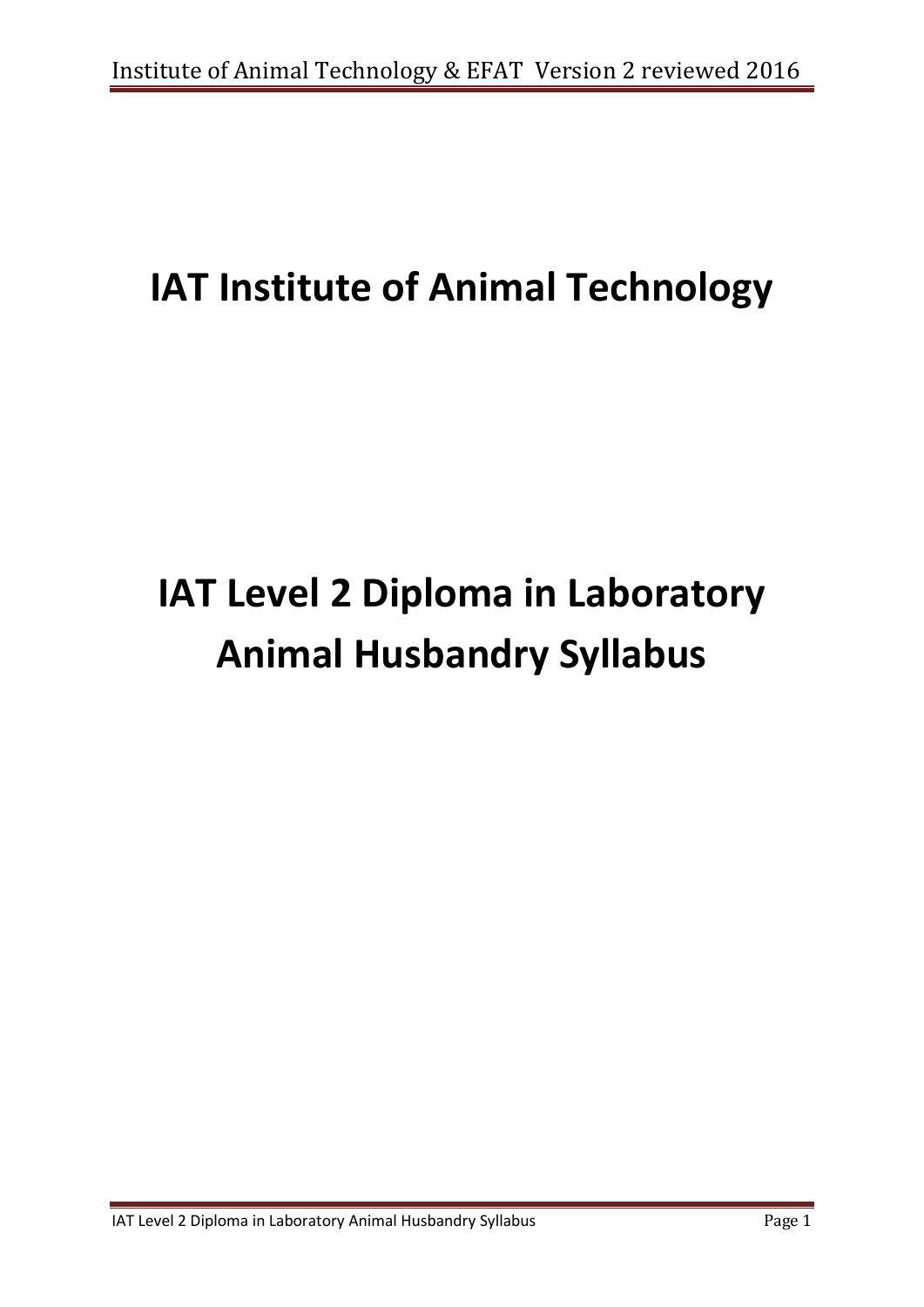# IAT Institute of Animal Technology

# IAT Level 2 Diploma in Laboratory Animal Husbandry Syllabus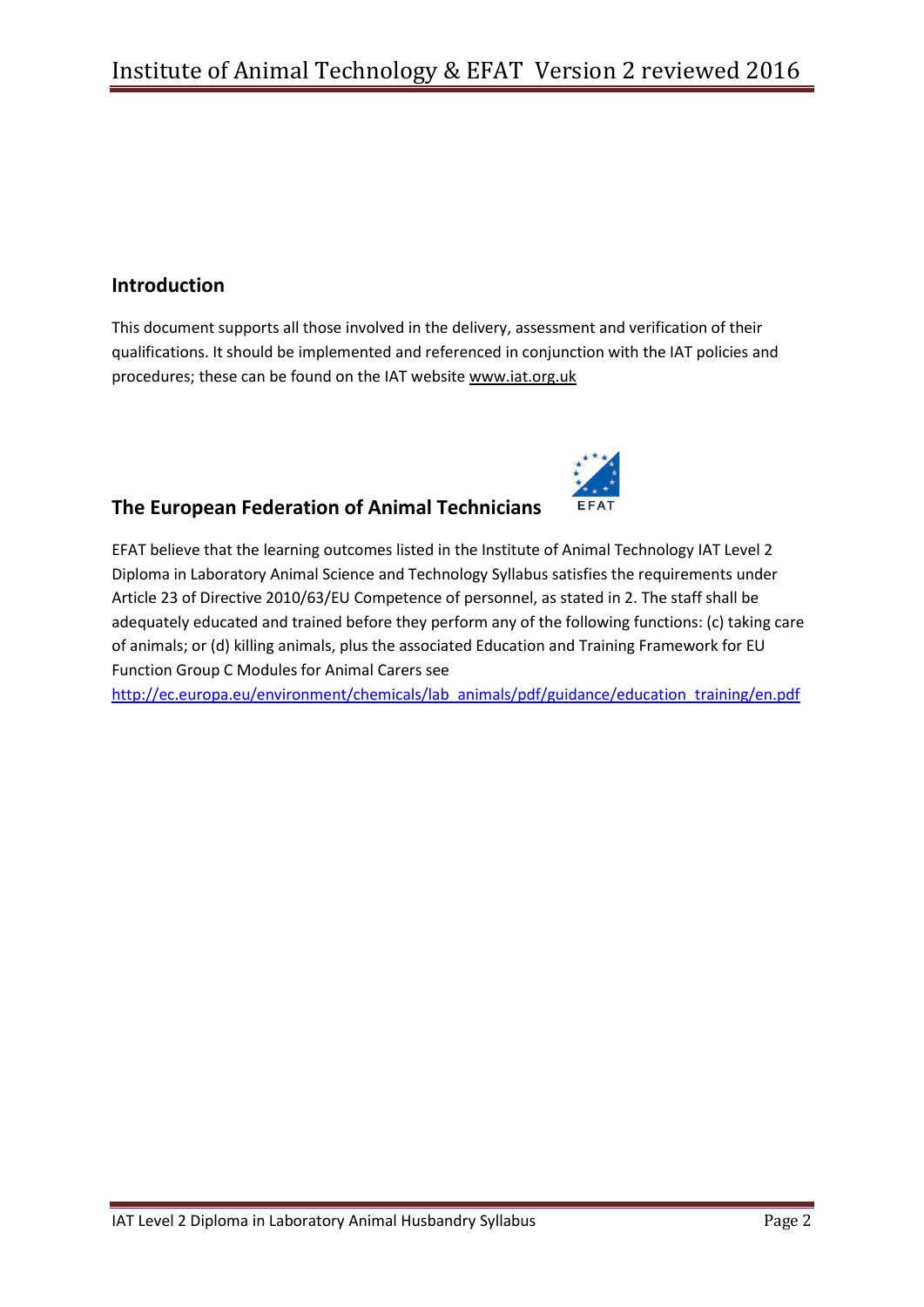## Introduction

This document supports all those involved in the delivery, assessment and verification of their qualifications. It should be implemented and referenced in conjunction with the IAT policies and procedures; these can be found on the IAT website www.iat.org.uk

## The European Federation of Animal Technicians

EFAT believe that the learning outcomes listed in the Institute of Animal Technology IAT Level 2 Diploma in Laboratory Animal Science and Technology Syllabus satisfies the requirements under Article 23 of Directive 2010/63/EU Competence of personnel, as stated in 2. The staff shall be adequately educated and trained before they perform any of the following functions: (c) taking care of animals; or (d) killing animals, plus the associated Education and Training Framework for EU Function Group C Modules for Animal Carers see http://ec.europa.eu/environment/chemicals/lab_animals/pdf/guidance/education_training/en.pdf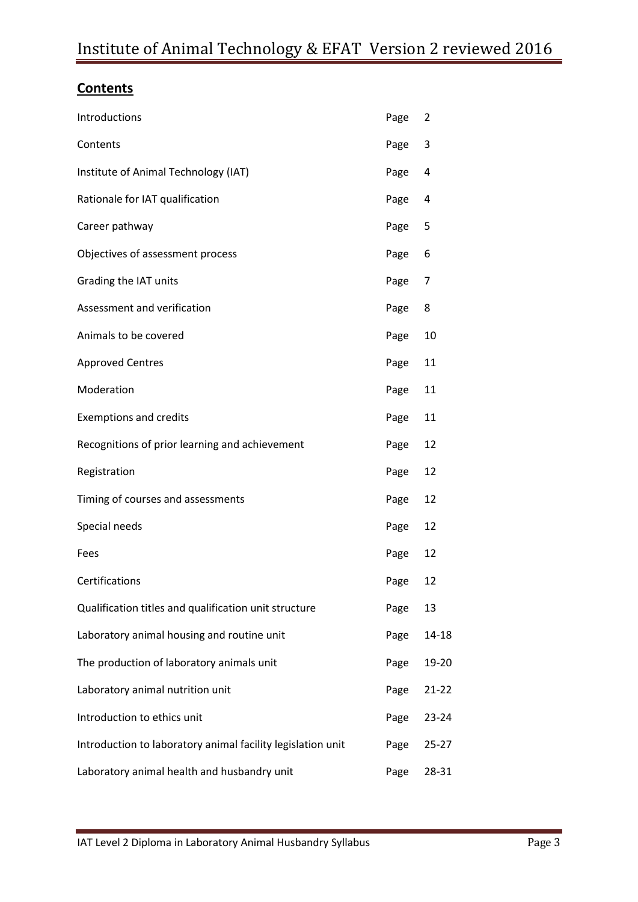## **Contents**

| | | |
|---|---|---|
| Introductions | Page | 2 |
| Contents | Page | 3 |
| Institute of Animal Technology (IAT) | Page | 4 |
| Rationale for IAT qualification | Page | 4 |
| Career pathway | Page | 5 |
| Objectives of assessment process | Page | 6 |
| Grading the IAT units | Page | 7 |
| Assessment and verification | Page | 8 |
| Animals to be covered | Page | 10 |
| Approved Centres | Page | 11 |
| Moderation | Page | 11 |
| Exemptions and credits | Page | 11 |
| Recognitions of prior learning and achievement | Page | 12 |
| Registration | Page | 12 |
| Timing of courses and assessments | Page | 12 |
| Special needs | Page | 12 |
| Fees | Page | 12 |
| Certifications | Page | 12 |
| Qualification titles and qualification unit structure | Page | 13 |
| Laboratory animal housing and routine unit | Page | 14-18 |
| The production of laboratory animals unit | Page | 19-20 |
| Laboratory animal nutrition unit | Page | 21-22 |
| Introduction to ethics unit | Page | 23-24 |
| Introduction to laboratory animal facility legislation unit | Page | 25-27 |
| Laboratory animal health and husbandry unit | Page | 28-31 |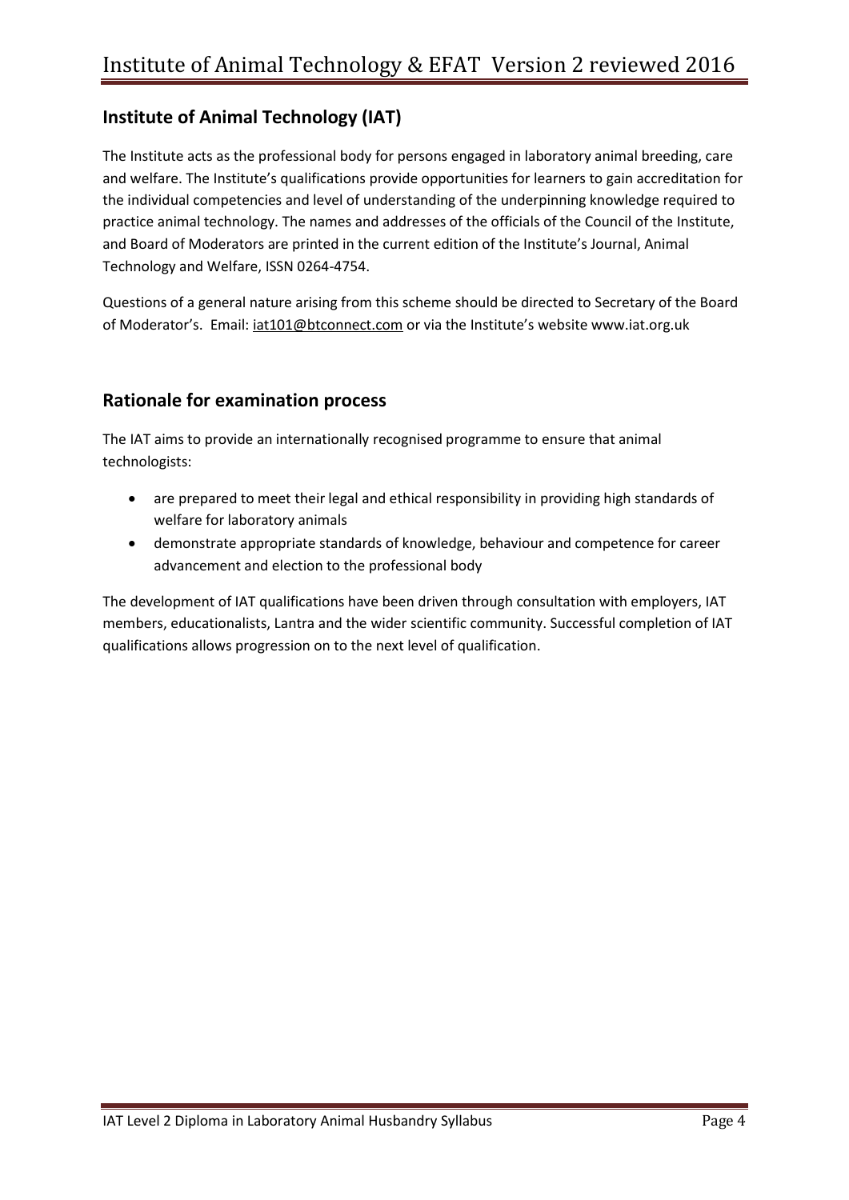## Institute of Animal Technology (IAT)

The Institute acts as the professional body for persons engaged in laboratory animal breeding, care and welfare. The Institute's qualifications provide opportunities for learners to gain accreditation for the individual competencies and level of understanding of the underpinning knowledge required to practice animal technology. The names and addresses of the officials of the Council of the Institute, and Board of Moderators are printed in the current edition of the Institute's Journal, Animal Technology and Welfare, ISSN 0264-4754.

Questions of a general nature arising from this scheme should be directed to Secretary of the Board of Moderator's. Email: iat101@btconnect.com or via the Institute's website www.iat.org.uk

## Rationale for examination process

The IAT aims to provide an internationally recognised programme to ensure that animal technologists:

- are prepared to meet their legal and ethical responsibility in providing high standards of welfare for laboratory animals
- demonstrate appropriate standards of knowledge, behaviour and competence for career advancement and election to the professional body

The development of IAT qualifications have been driven through consultation with employers, IAT members, educationalists, Lantra and the wider scientific community. Successful completion of IAT qualifications allows progression on to the next level of qualification.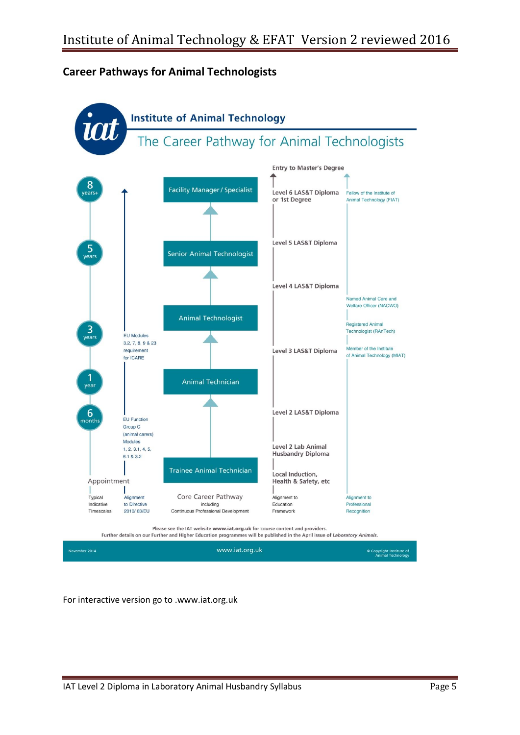## Career Pathways for Animal Technologists

**Institute of Animal Technology**

The Career Pathway for Animal Technologists

| Typical Indicative Timescales | Alignment to Directive 2010/ 63/EU | Core Career Pathway including Continuous Professional Development | Alignment to Education Framework | Alignment to Professional Recognition |
|---|---|---|---|---|
| | | | Entry to Master's Degree | |
| 8 years+ | | Facility Manager / Specialist | Level 6 LAS&T Diploma or 1st Degree | Fellow of the Institute of Animal Technology (FIAT) |
| 5 years | | Senior Animal Technologist | Level 5 LAS&T Diploma | |
| | | | Level 4 LAS&T Diploma | Named Animal Care and Welfare Officer (NACWO) |
| 3 years | EU Modules 3.2, 7, 8, 9 & 23 requirement for ICARE | Animal Technologist | Level 3 LAS&T Diploma | Registered Animal Technologist (RAnTech) |
| | | | | Member of the Institute of Animal Technology (MIAT) |
| 1 year | | Animal Technician | Level 2 LAS&T Diploma | |
| 6 months | EU Function Group C (animal carers) Modules 1, 2, 3.1, 4, 5, 6.1 & 3.2 | | Level 2 Lab Animal Husbandry Diploma | |
| Appointment | | Trainee Animal Technician | Local Induction, Health & Safety, etc | |

Please see the IAT website **www.iat.org.uk** for course content and providers.
Further details on our Further and Higher Education programmes will be published in the April issue of *Laboratory Animals*.

November 2014 www.iat.org.uk © Copyright Institute of Animal Technology

For interactive version go to .www.iat.org.uk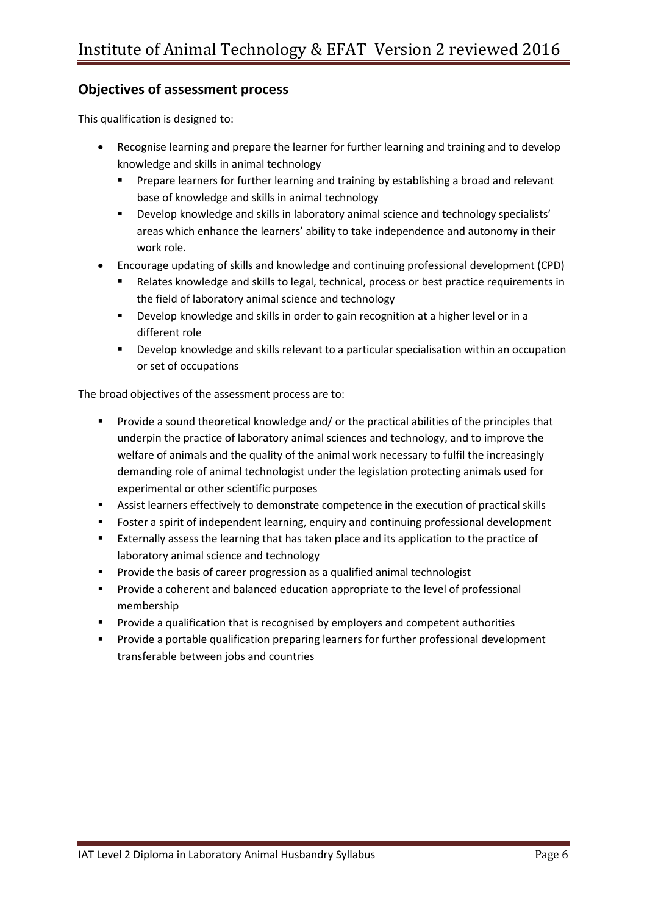## Objectives of assessment process

This qualification is designed to:

- Recognise learning and prepare the learner for further learning and training and to develop knowledge and skills in animal technology
  - Prepare learners for further learning and training by establishing a broad and relevant base of knowledge and skills in animal technology
  - Develop knowledge and skills in laboratory animal science and technology specialists' areas which enhance the learners' ability to take independence and autonomy in their work role.
- Encourage updating of skills and knowledge and continuing professional development (CPD)
  - Relates knowledge and skills to legal, technical, process or best practice requirements in the field of laboratory animal science and technology
  - Develop knowledge and skills in order to gain recognition at a higher level or in a different role
  - Develop knowledge and skills relevant to a particular specialisation within an occupation or set of occupations

The broad objectives of the assessment process are to:

- Provide a sound theoretical knowledge and/ or the practical abilities of the principles that underpin the practice of laboratory animal sciences and technology, and to improve the welfare of animals and the quality of the animal work necessary to fulfil the increasingly demanding role of animal technologist under the legislation protecting animals used for experimental or other scientific purposes
- Assist learners effectively to demonstrate competence in the execution of practical skills
- Foster a spirit of independent learning, enquiry and continuing professional development
- Externally assess the learning that has taken place and its application to the practice of laboratory animal science and technology
- Provide the basis of career progression as a qualified animal technologist
- Provide a coherent and balanced education appropriate to the level of professional membership
- Provide a qualification that is recognised by employers and competent authorities
- Provide a portable qualification preparing learners for further professional development transferable between jobs and countries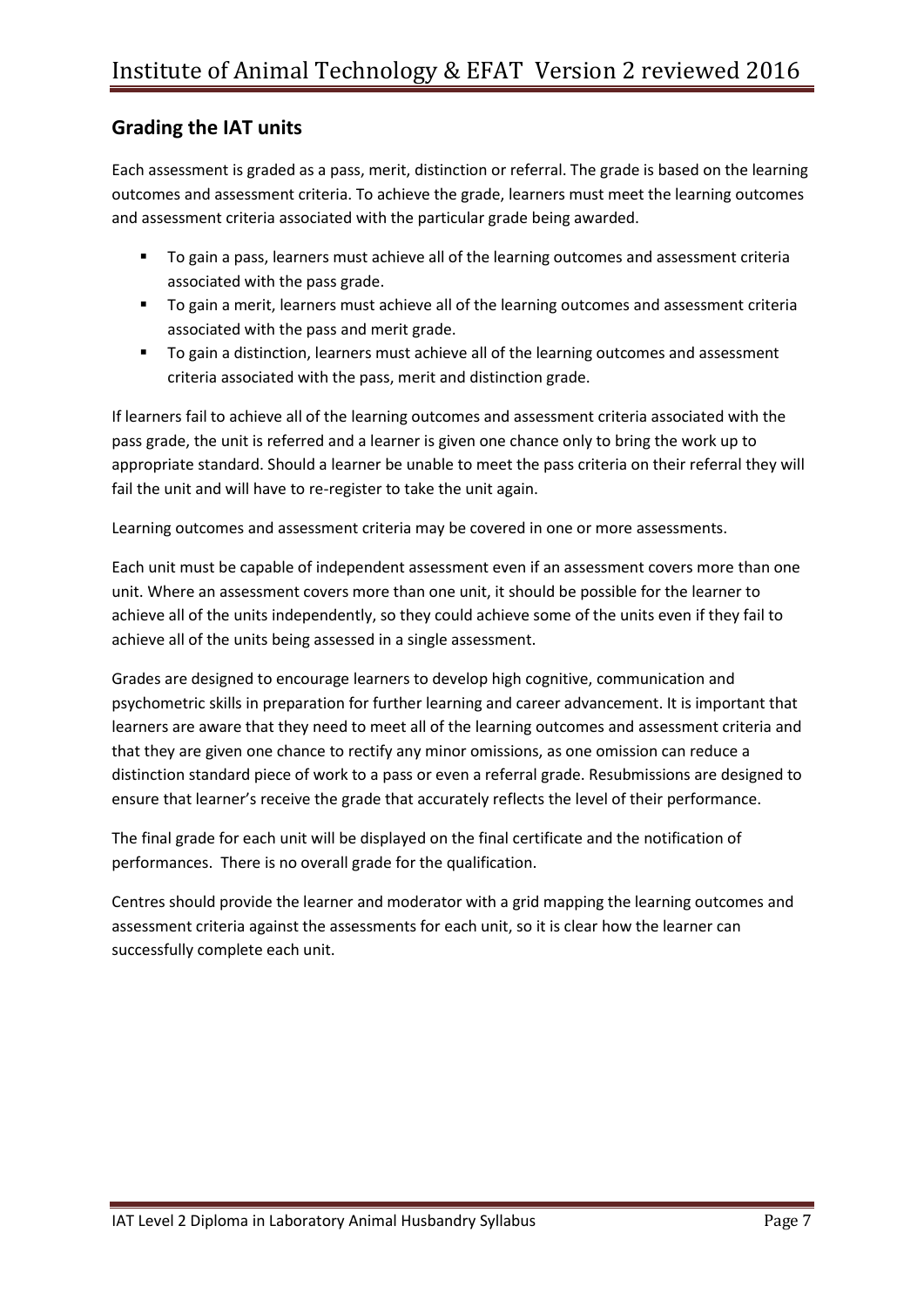## Grading the IAT units

Each assessment is graded as a pass, merit, distinction or referral. The grade is based on the learning outcomes and assessment criteria. To achieve the grade, learners must meet the learning outcomes and assessment criteria associated with the particular grade being awarded.

- To gain a pass, learners must achieve all of the learning outcomes and assessment criteria associated with the pass grade.
- To gain a merit, learners must achieve all of the learning outcomes and assessment criteria associated with the pass and merit grade.
- To gain a distinction, learners must achieve all of the learning outcomes and assessment criteria associated with the pass, merit and distinction grade.

If learners fail to achieve all of the learning outcomes and assessment criteria associated with the pass grade, the unit is referred and a learner is given one chance only to bring the work up to appropriate standard. Should a learner be unable to meet the pass criteria on their referral they will fail the unit and will have to re-register to take the unit again.

Learning outcomes and assessment criteria may be covered in one or more assessments.

Each unit must be capable of independent assessment even if an assessment covers more than one unit. Where an assessment covers more than one unit, it should be possible for the learner to achieve all of the units independently, so they could achieve some of the units even if they fail to achieve all of the units being assessed in a single assessment.

Grades are designed to encourage learners to develop high cognitive, communication and psychometric skills in preparation for further learning and career advancement. It is important that learners are aware that they need to meet all of the learning outcomes and assessment criteria and that they are given one chance to rectify any minor omissions, as one omission can reduce a distinction standard piece of work to a pass or even a referral grade. Resubmissions are designed to ensure that learner's receive the grade that accurately reflects the level of their performance.

The final grade for each unit will be displayed on the final certificate and the notification of performances. There is no overall grade for the qualification.

Centres should provide the learner and moderator with a grid mapping the learning outcomes and assessment criteria against the assessments for each unit, so it is clear how the learner can successfully complete each unit.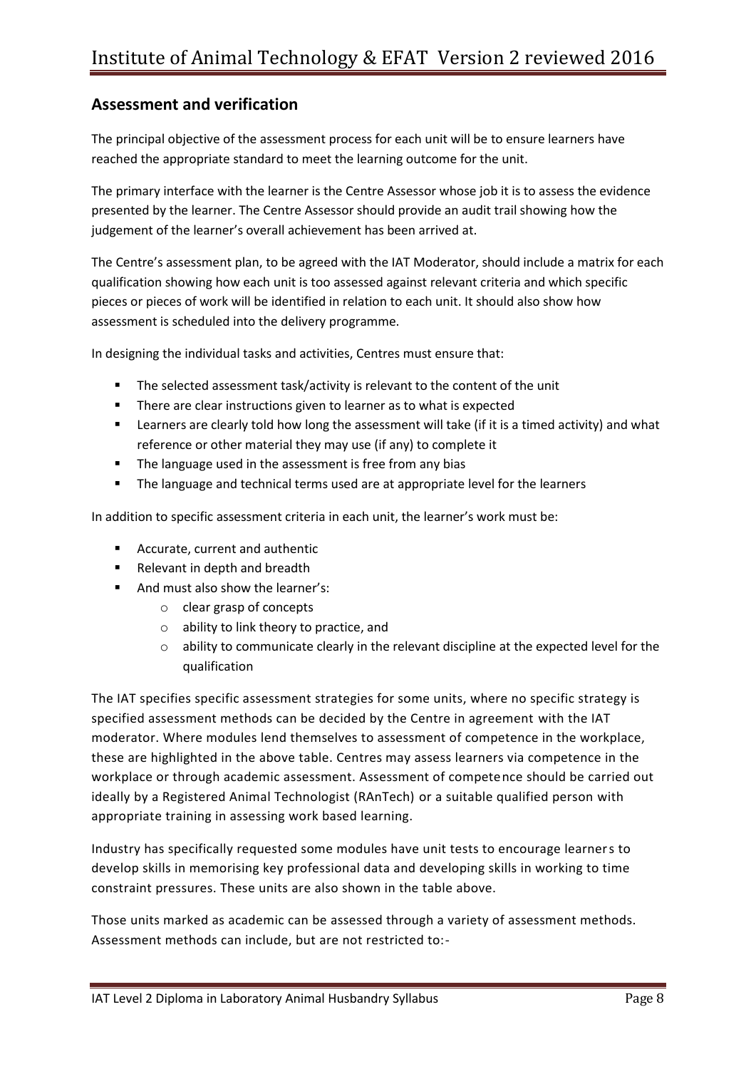## Assessment and verification

The principal objective of the assessment process for each unit will be to ensure learners have reached the appropriate standard to meet the learning outcome for the unit.

The primary interface with the learner is the Centre Assessor whose job it is to assess the evidence presented by the learner. The Centre Assessor should provide an audit trail showing how the judgement of the learner's overall achievement has been arrived at.

The Centre's assessment plan, to be agreed with the IAT Moderator, should include a matrix for each qualification showing how each unit is too assessed against relevant criteria and which specific pieces or pieces of work will be identified in relation to each unit. It should also show how assessment is scheduled into the delivery programme.

In designing the individual tasks and activities, Centres must ensure that:

- The selected assessment task/activity is relevant to the content of the unit
- There are clear instructions given to learner as to what is expected
- Learners are clearly told how long the assessment will take (if it is a timed activity) and what reference or other material they may use (if any) to complete it
- The language used in the assessment is free from any bias
- The language and technical terms used are at appropriate level for the learners

In addition to specific assessment criteria in each unit, the learner's work must be:

- Accurate, current and authentic
- Relevant in depth and breadth
- And must also show the learner's:
  - clear grasp of concepts
  - ability to link theory to practice, and
  - ability to communicate clearly in the relevant discipline at the expected level for the qualification

The IAT specifies specific assessment strategies for some units, where no specific strategy is specified assessment methods can be decided by the Centre in agreement with the IAT moderator. Where modules lend themselves to assessment of competence in the workplace, these are highlighted in the above table. Centres may assess learners via competence in the workplace or through academic assessment. Assessment of competence should be carried out ideally by a Registered Animal Technologist (RAnTech) or a suitable qualified person with appropriate training in assessing work based learning.

Industry has specifically requested some modules have unit tests to encourage learners to develop skills in memorising key professional data and developing skills in working to time constraint pressures. These units are also shown in the table above.

Those units marked as academic can be assessed through a variety of assessment methods. Assessment methods can include, but are not restricted to:-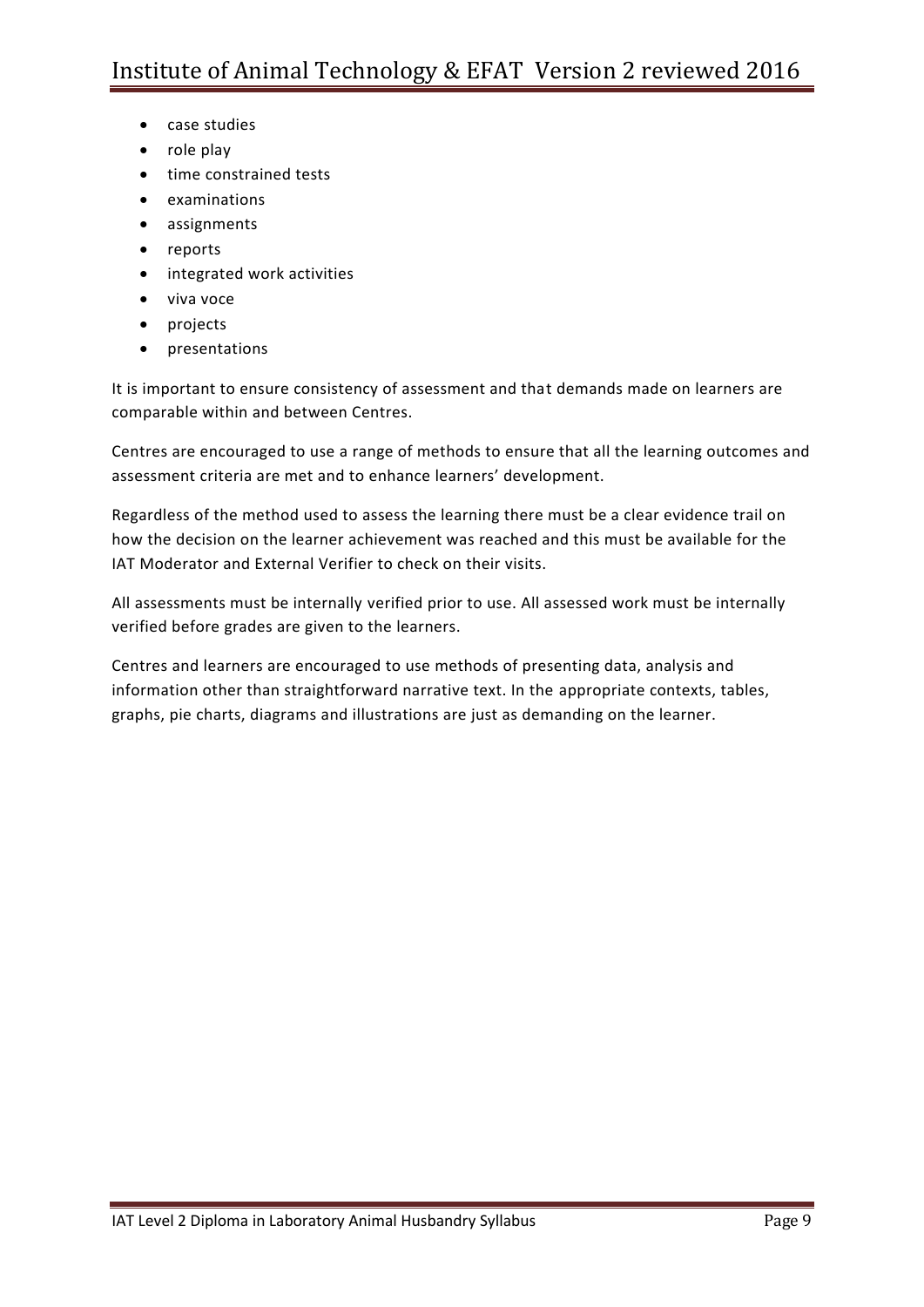- case studies
- role play
- time constrained tests
- examinations
- assignments
- reports
- integrated work activities
- viva voce
- projects
- presentations

It is important to ensure consistency of assessment and that demands made on learners are comparable within and between Centres.

Centres are encouraged to use a range of methods to ensure that all the learning outcomes and assessment criteria are met and to enhance learners' development.

Regardless of the method used to assess the learning there must be a clear evidence trail on how the decision on the learner achievement was reached and this must be available for the IAT Moderator and External Verifier to check on their visits.

All assessments must be internally verified prior to use. All assessed work must be internally verified before grades are given to the learners.

Centres and learners are encouraged to use methods of presenting data, analysis and information other than straightforward narrative text. In the appropriate contexts, tables, graphs, pie charts, diagrams and illustrations are just as demanding on the learner.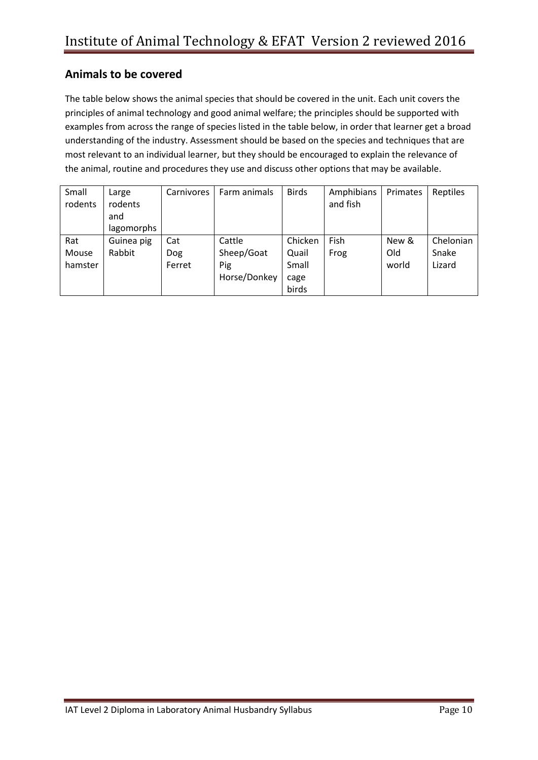## Animals to be covered

The table below shows the animal species that should be covered in the unit. Each unit covers the principles of animal technology and good animal welfare; the principles should be supported with examples from across the range of species listed in the table below, in order that learner get a broad understanding of the industry. Assessment should be based on the species and techniques that are most relevant to an individual learner, but they should be encouraged to explain the relevance of the animal, routine and procedures they use and discuss other options that may be available.

| Small rodents | Large rodents and lagomorphs | Carnivores | Farm animals | Birds | Amphibians and fish | Primates | Reptiles |
|---|---|---|---|---|---|---|---|
| Rat<br>Mouse<br>hamster | Guinea pig<br>Rabbit | Cat<br>Dog<br>Ferret | Cattle<br>Sheep/Goat<br>Pig<br>Horse/Donkey | Chicken<br>Quail<br>Small cage birds | Fish<br>Frog | New & Old world | Chelonian<br>Snake<br>Lizard |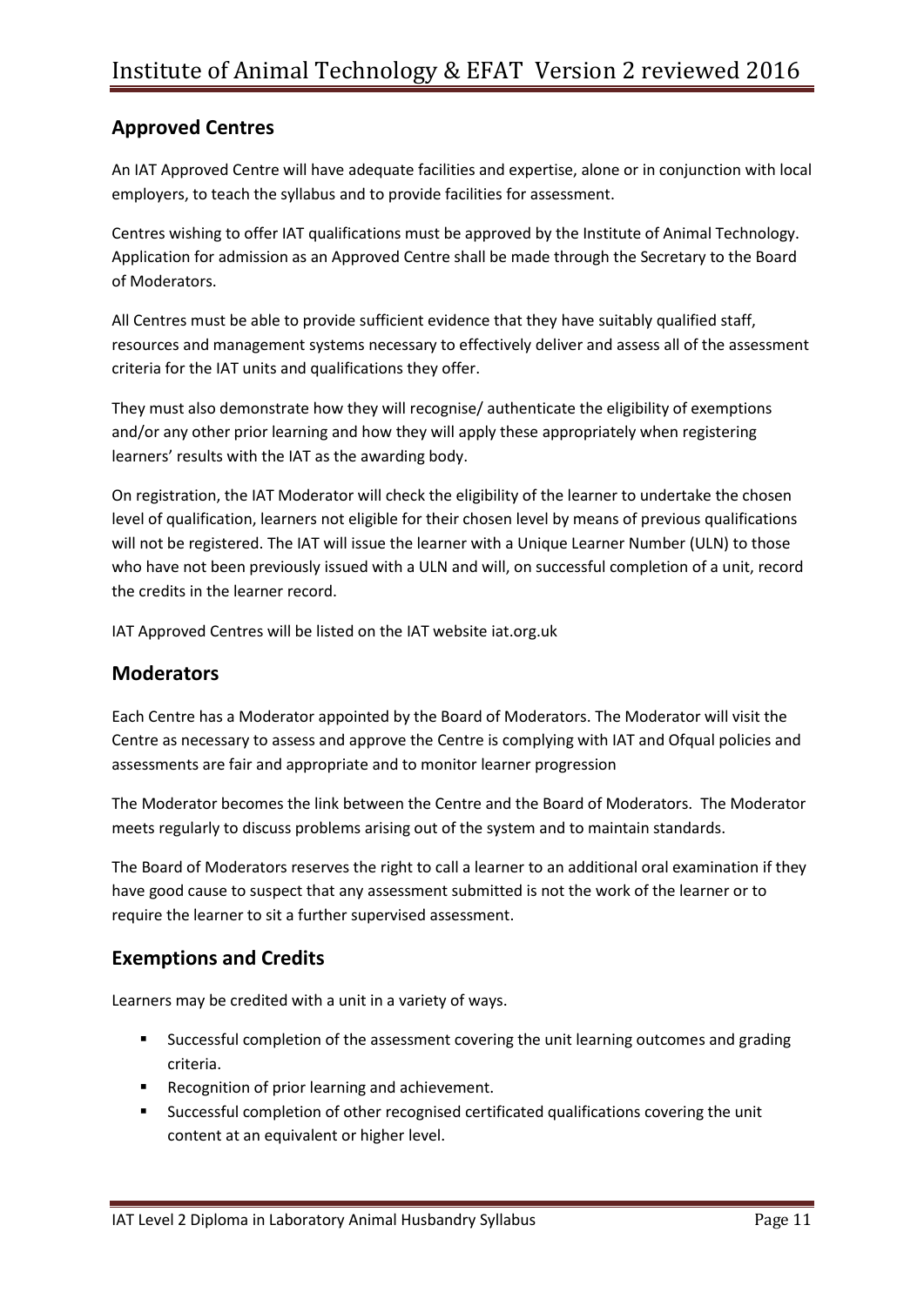## Approved Centres

An IAT Approved Centre will have adequate facilities and expertise, alone or in conjunction with local employers, to teach the syllabus and to provide facilities for assessment.

Centres wishing to offer IAT qualifications must be approved by the Institute of Animal Technology. Application for admission as an Approved Centre shall be made through the Secretary to the Board of Moderators.

All Centres must be able to provide sufficient evidence that they have suitably qualified staff, resources and management systems necessary to effectively deliver and assess all of the assessment criteria for the IAT units and qualifications they offer.

They must also demonstrate how they will recognise/ authenticate the eligibility of exemptions and/or any other prior learning and how they will apply these appropriately when registering learners' results with the IAT as the awarding body.

On registration, the IAT Moderator will check the eligibility of the learner to undertake the chosen level of qualification, learners not eligible for their chosen level by means of previous qualifications will not be registered. The IAT will issue the learner with a Unique Learner Number (ULN) to those who have not been previously issued with a ULN and will, on successful completion of a unit, record the credits in the learner record.

IAT Approved Centres will be listed on the IAT website iat.org.uk

## Moderators

Each Centre has a Moderator appointed by the Board of Moderators. The Moderator will visit the Centre as necessary to assess and approve the Centre is complying with IAT and Ofqual policies and assessments are fair and appropriate and to monitor learner progression

The Moderator becomes the link between the Centre and the Board of Moderators. The Moderator meets regularly to discuss problems arising out of the system and to maintain standards.

The Board of Moderators reserves the right to call a learner to an additional oral examination if they have good cause to suspect that any assessment submitted is not the work of the learner or to require the learner to sit a further supervised assessment.

## Exemptions and Credits

Learners may be credited with a unit in a variety of ways.

- Successful completion of the assessment covering the unit learning outcomes and grading criteria.
- Recognition of prior learning and achievement.
- Successful completion of other recognised certificated qualifications covering the unit content at an equivalent or higher level.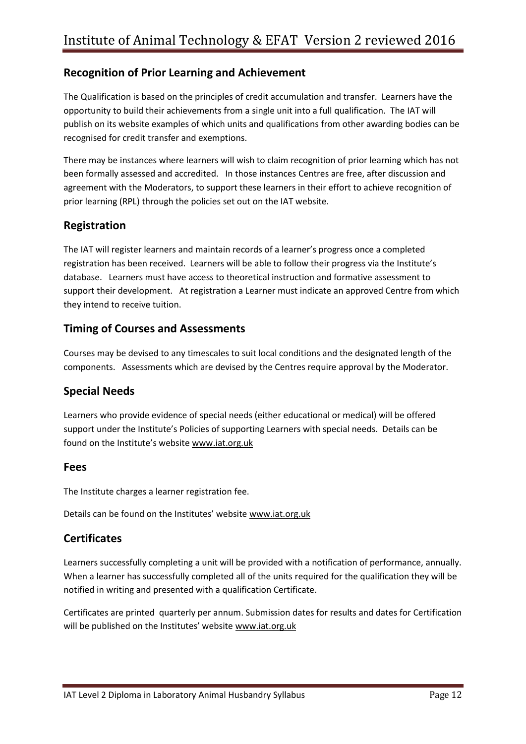## Recognition of Prior Learning and Achievement

The Qualification is based on the principles of credit accumulation and transfer. Learners have the opportunity to build their achievements from a single unit into a full qualification. The IAT will publish on its website examples of which units and qualifications from other awarding bodies can be recognised for credit transfer and exemptions.

There may be instances where learners will wish to claim recognition of prior learning which has not been formally assessed and accredited. In those instances Centres are free, after discussion and agreement with the Moderators, to support these learners in their effort to achieve recognition of prior learning (RPL) through the policies set out on the IAT website.

## Registration

The IAT will register learners and maintain records of a learner's progress once a completed registration has been received. Learners will be able to follow their progress via the Institute's database. Learners must have access to theoretical instruction and formative assessment to support their development. At registration a Learner must indicate an approved Centre from which they intend to receive tuition.

## Timing of Courses and Assessments

Courses may be devised to any timescales to suit local conditions and the designated length of the components. Assessments which are devised by the Centres require approval by the Moderator.

## Special Needs

Learners who provide evidence of special needs (either educational or medical) will be offered support under the Institute's Policies of supporting Learners with special needs. Details can be found on the Institute's website www.iat.org.uk

## Fees

The Institute charges a learner registration fee.

Details can be found on the Institutes' website www.iat.org.uk

## Certificates

Learners successfully completing a unit will be provided with a notification of performance, annually. When a learner has successfully completed all of the units required for the qualification they will be notified in writing and presented with a qualification Certificate.

Certificates are printed quarterly per annum. Submission dates for results and dates for Certification will be published on the Institutes' website www.iat.org.uk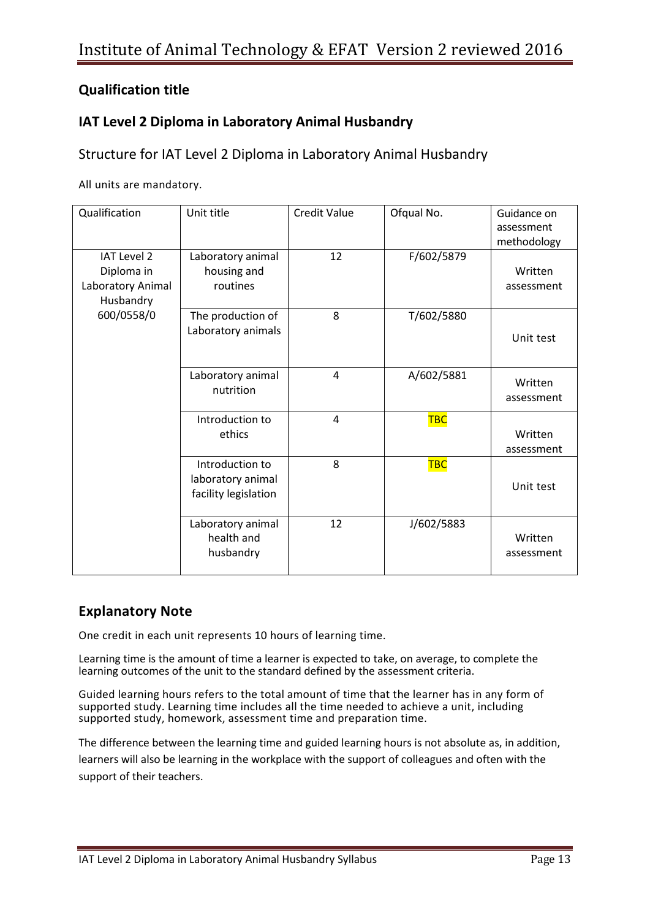## Qualification title

## IAT Level 2 Diploma in Laboratory Animal Husbandry

### Structure for IAT Level 2 Diploma in Laboratory Animal Husbandry

All units are mandatory.

| Qualification | Unit title | Credit Value | Ofqual No. | Guidance on assessment methodology |
|---|---|---|---|---|
| IAT Level 2 Diploma in Laboratory Animal Husbandry 600/0558/0 | Laboratory animal housing and routines | 12 | F/602/5879 | Written assessment |
| | The production of Laboratory animals | 8 | T/602/5880 | Unit test |
| | Laboratory animal nutrition | 4 | A/602/5881 | Written assessment |
| | Introduction to ethics | 4 | TBC | Written assessment |
| | Introduction to laboratory animal facility legislation | 8 | TBC | Unit test |
| | Laboratory animal health and husbandry | 12 | J/602/5883 | Written assessment |

## Explanatory Note

One credit in each unit represents 10 hours of learning time.

Learning time is the amount of time a learner is expected to take, on average, to complete the learning outcomes of the unit to the standard defined by the assessment criteria.

Guided learning hours refers to the total amount of time that the learner has in any form of supported study. Learning time includes all the time needed to achieve a unit, including supported study, homework, assessment time and preparation time.

The difference between the learning time and guided learning hours is not absolute as, in addition, learners will also be learning in the workplace with the support of colleagues and often with the support of their teachers.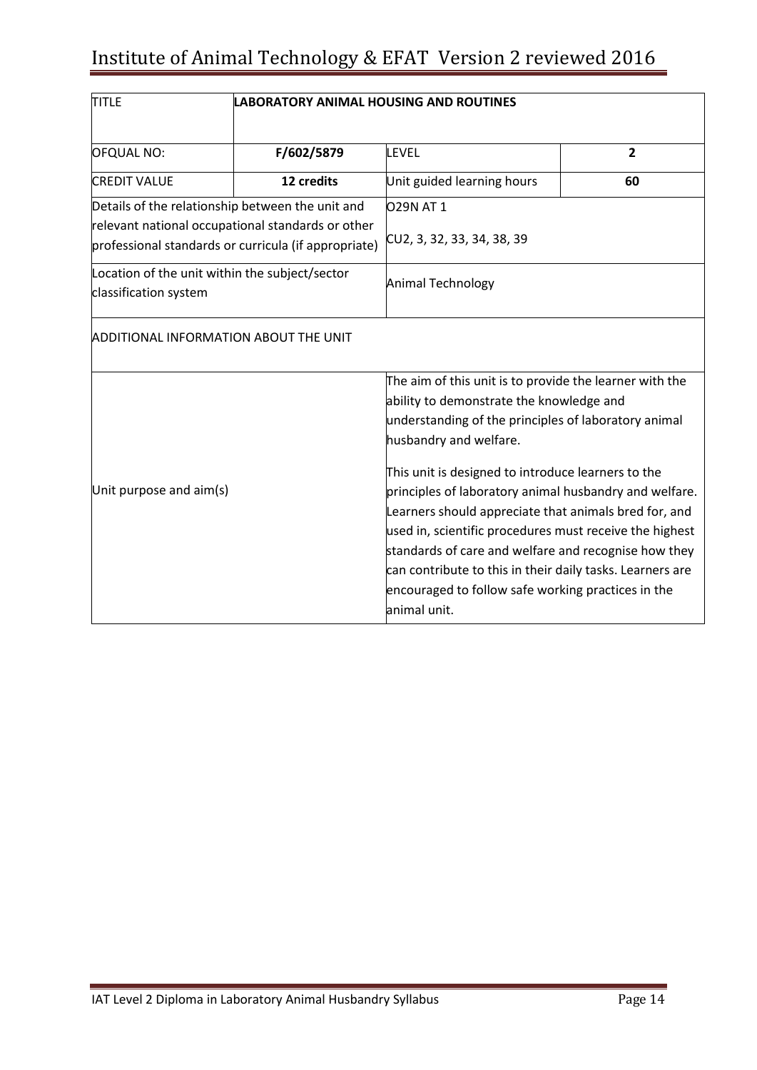| TITLE | **LABORATORY ANIMAL HOUSING AND ROUTINES** | | |
|---|---|---|---|
| OFQUAL NO: | **F/602/5879** | LEVEL | **2** |
| CREDIT VALUE | **12 credits** | Unit guided learning hours | **60** |
| Details of the relationship between the unit and relevant national occupational standards or other professional standards or curricula (if appropriate) | | O29N AT 1<br><br>CU2, 3, 32, 33, 34, 38, 39 | |
| Location of the unit within the subject/sector classification system | | Animal Technology | |
| ADDITIONAL INFORMATION ABOUT THE UNIT | | | |
| Unit purpose and aim(s) | | The aim of this unit is to provide the learner with the ability to demonstrate the knowledge and understanding of the principles of laboratory animal husbandry and welfare.<br><br>This unit is designed to introduce learners to the principles of laboratory animal husbandry and welfare. Learners should appreciate that animals bred for, and used in, scientific procedures must receive the highest standards of care and welfare and recognise how they can contribute to this in their daily tasks. Learners are encouraged to follow safe working practices in the animal unit. | |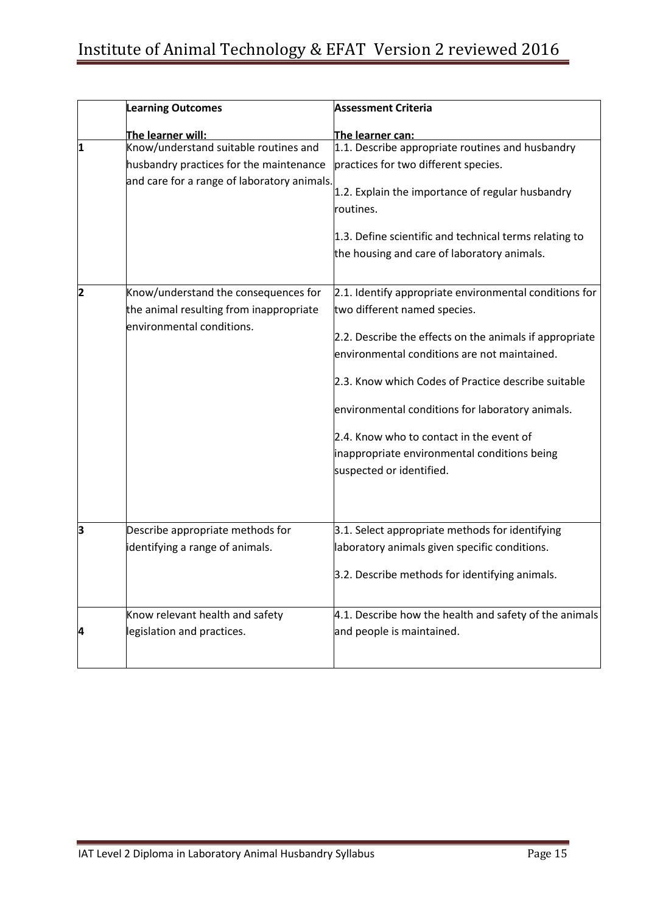| | Learning Outcomes<br><br>The learner will: | Assessment Criteria<br><br>The learner can: |
|---|---|---|
| 1 | Know/understand suitable routines and husbandry practices for the maintenance and care for a range of laboratory animals. | 1.1. Describe appropriate routines and husbandry practices for two different species.<br><br>1.2. Explain the importance of regular husbandry routines.<br><br>1.3. Define scientific and technical terms relating to the housing and care of laboratory animals. |
| 2 | Know/understand the consequences for the animal resulting from inappropriate environmental conditions. | 2.1. Identify appropriate environmental conditions for two different named species.<br><br>2.2. Describe the effects on the animals if appropriate environmental conditions are not maintained.<br><br>2.3. Know which Codes of Practice describe suitable environmental conditions for laboratory animals.<br><br>2.4. Know who to contact in the event of inappropriate environmental conditions being suspected or identified. |
| 3 | Describe appropriate methods for identifying a range of animals. | 3.1. Select appropriate methods for identifying laboratory animals given specific conditions.<br><br>3.2. Describe methods for identifying animals. |
| 4 | Know relevant health and safety legislation and practices. | 4.1. Describe how the health and safety of the animals and people is maintained. |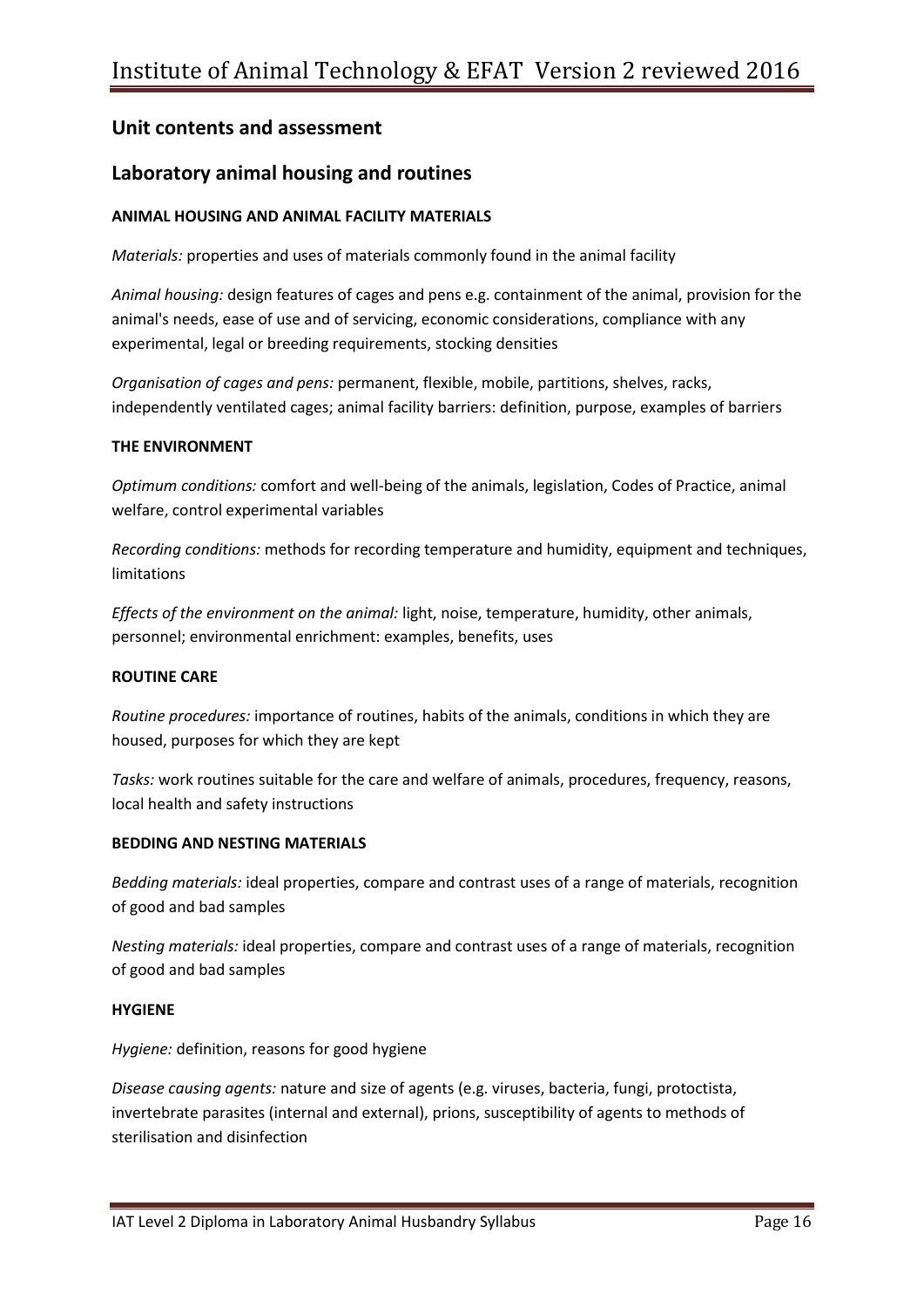## Unit contents and assessment

## Laboratory animal housing and routines

#### ANIMAL HOUSING AND ANIMAL FACILITY MATERIALS

*Materials:* properties and uses of materials commonly found in the animal facility

*Animal housing:* design features of cages and pens e.g. containment of the animal, provision for the animal's needs, ease of use and of servicing, economic considerations, compliance with any experimental, legal or breeding requirements, stocking densities

*Organisation of cages and pens:* permanent, flexible, mobile, partitions, shelves, racks, independently ventilated cages; animal facility barriers: definition, purpose, examples of barriers

#### THE ENVIRONMENT

*Optimum conditions:* comfort and well-being of the animals, legislation, Codes of Practice, animal welfare, control experimental variables

*Recording conditions:* methods for recording temperature and humidity, equipment and techniques, limitations

*Effects of the environment on the animal:* light, noise, temperature, humidity, other animals, personnel; environmental enrichment: examples, benefits, uses

#### ROUTINE CARE

*Routine procedures:* importance of routines, habits of the animals, conditions in which they are housed, purposes for which they are kept

*Tasks:* work routines suitable for the care and welfare of animals, procedures, frequency, reasons, local health and safety instructions

#### BEDDING AND NESTING MATERIALS

*Bedding materials:* ideal properties, compare and contrast uses of a range of materials, recognition of good and bad samples

*Nesting materials:* ideal properties, compare and contrast uses of a range of materials, recognition of good and bad samples

#### HYGIENE

*Hygiene:* definition, reasons for good hygiene

*Disease causing agents:* nature and size of agents (e.g. viruses, bacteria, fungi, protoctista, invertebrate parasites (internal and external), prions, susceptibility of agents to methods of sterilisation and disinfection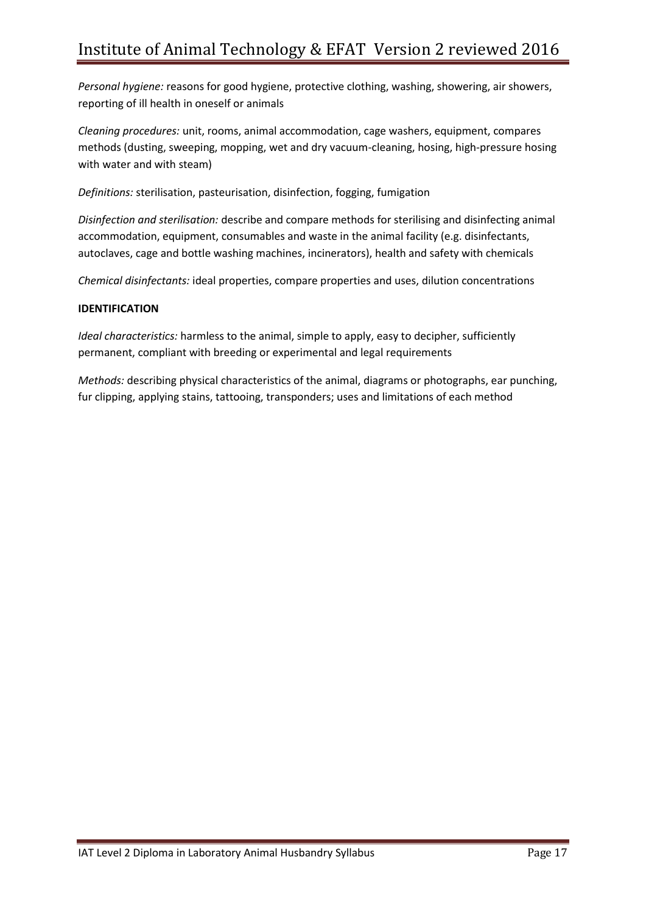*Personal hygiene:* reasons for good hygiene, protective clothing, washing, showering, air showers, reporting of ill health in oneself or animals

*Cleaning procedures:* unit, rooms, animal accommodation, cage washers, equipment, compares methods (dusting, sweeping, mopping, wet and dry vacuum-cleaning, hosing, high-pressure hosing with water and with steam)

*Definitions:* sterilisation, pasteurisation, disinfection, fogging, fumigation

*Disinfection and sterilisation:* describe and compare methods for sterilising and disinfecting animal accommodation, equipment, consumables and waste in the animal facility (e.g. disinfectants, autoclaves, cage and bottle washing machines, incinerators), health and safety with chemicals

*Chemical disinfectants:* ideal properties, compare properties and uses, dilution concentrations

**IDENTIFICATION**

*Ideal characteristics:* harmless to the animal, simple to apply, easy to decipher, sufficiently permanent, compliant with breeding or experimental and legal requirements

*Methods:* describing physical characteristics of the animal, diagrams or photographs, ear punching, fur clipping, applying stains, tattooing, transponders; uses and limitations of each method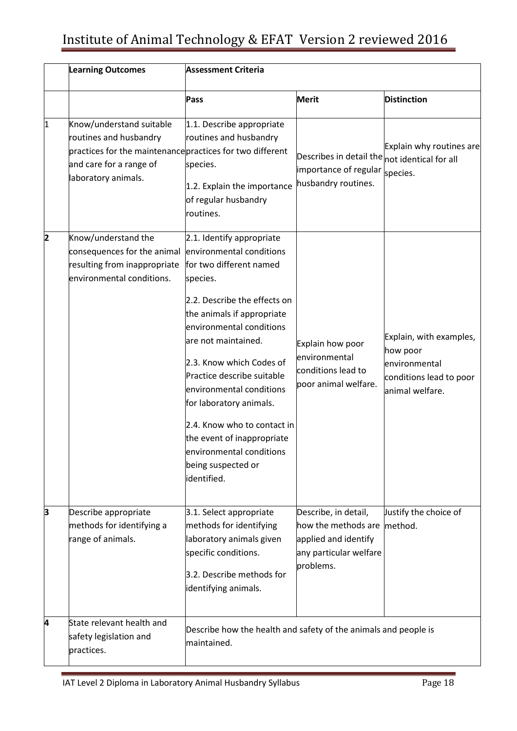| | Learning Outcomes | Assessment Criteria | | |
|---|---|---|---|---|
| | | **Pass** | **Merit** | **Distinction** |
| 1 | Know/understand suitable routines and husbandry practices for the maintenance and care for a range of laboratory animals. | 1.1. Describe appropriate routines and husbandry practices for two different species.<br><br>1.2. Explain the importance of regular husbandry routines. | Describes in detail the importance of regular husbandry routines. | Explain why routines are not identical for all species. |
| 2 | Know/understand the consequences for the animal resulting from inappropriate environmental conditions. | 2.1. Identify appropriate environmental conditions for two different named species.<br><br>2.2. Describe the effects on the animals if appropriate environmental conditions are not maintained.<br><br>2.3. Know which Codes of Practice describe suitable environmental conditions for laboratory animals.<br><br>2.4. Know who to contact in the event of inappropriate environmental conditions being suspected or identified. | Explain how poor environmental conditions lead to poor animal welfare. | Explain, with examples, how poor environmental conditions lead to poor animal welfare. |
| 3 | Describe appropriate methods for identifying a range of animals. | 3.1. Select appropriate methods for identifying laboratory animals given specific conditions.<br><br>3.2. Describe methods for identifying animals. | Describe, in detail, how the methods are applied and identify any particular welfare problems. | Justify the choice of method. |
| 4 | State relevant health and safety legislation and practices. | Describe how the health and safety of the animals and people is maintained. | | |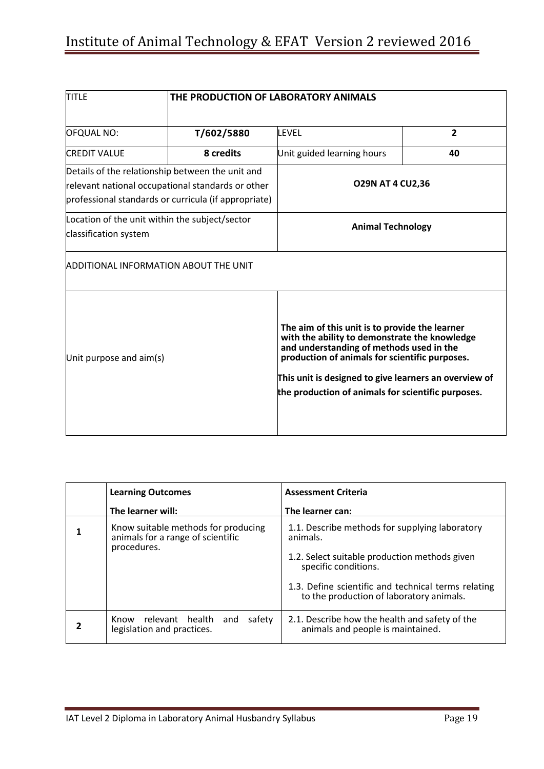| TITLE | THE PRODUCTION OF LABORATORY ANIMALS | | |
|---|---|---|---|
| OFQUAL NO: | **T/602/5880** | LEVEL | **2** |
| CREDIT VALUE | **8 credits** | Unit guided learning hours | **40** |
| Details of the relationship between the unit and relevant national occupational standards or other professional standards or curricula (if appropriate) | | **O29N AT 4 CU2,36** | |
| Location of the unit within the subject/sector classification system | | **Animal Technology** | |
| ADDITIONAL INFORMATION ABOUT THE UNIT | | | |
| Unit purpose and aim(s) | | **The aim of this unit is to provide the learner with the ability to demonstrate the knowledge and understanding of methods used in the production of animals for scientific purposes.**<br><br>**This unit is designed to give learners an overview of the production of animals for scientific purposes.** | |

| | **Learning Outcomes**<br>**The learner will:** | **Assessment Criteria**<br>**The learner can:** |
|---|---|---|
| **1** | Know suitable methods for producing animals for a range of scientific procedures. | 1.1. Describe methods for supplying laboratory animals.<br><br>1.2. Select suitable production methods given specific conditions.<br><br>1.3. Define scientific and technical terms relating to the production of laboratory animals. |
| **2** | Know relevant health and safety legislation and practices. | 2.1. Describe how the health and safety of the animals and people is maintained. |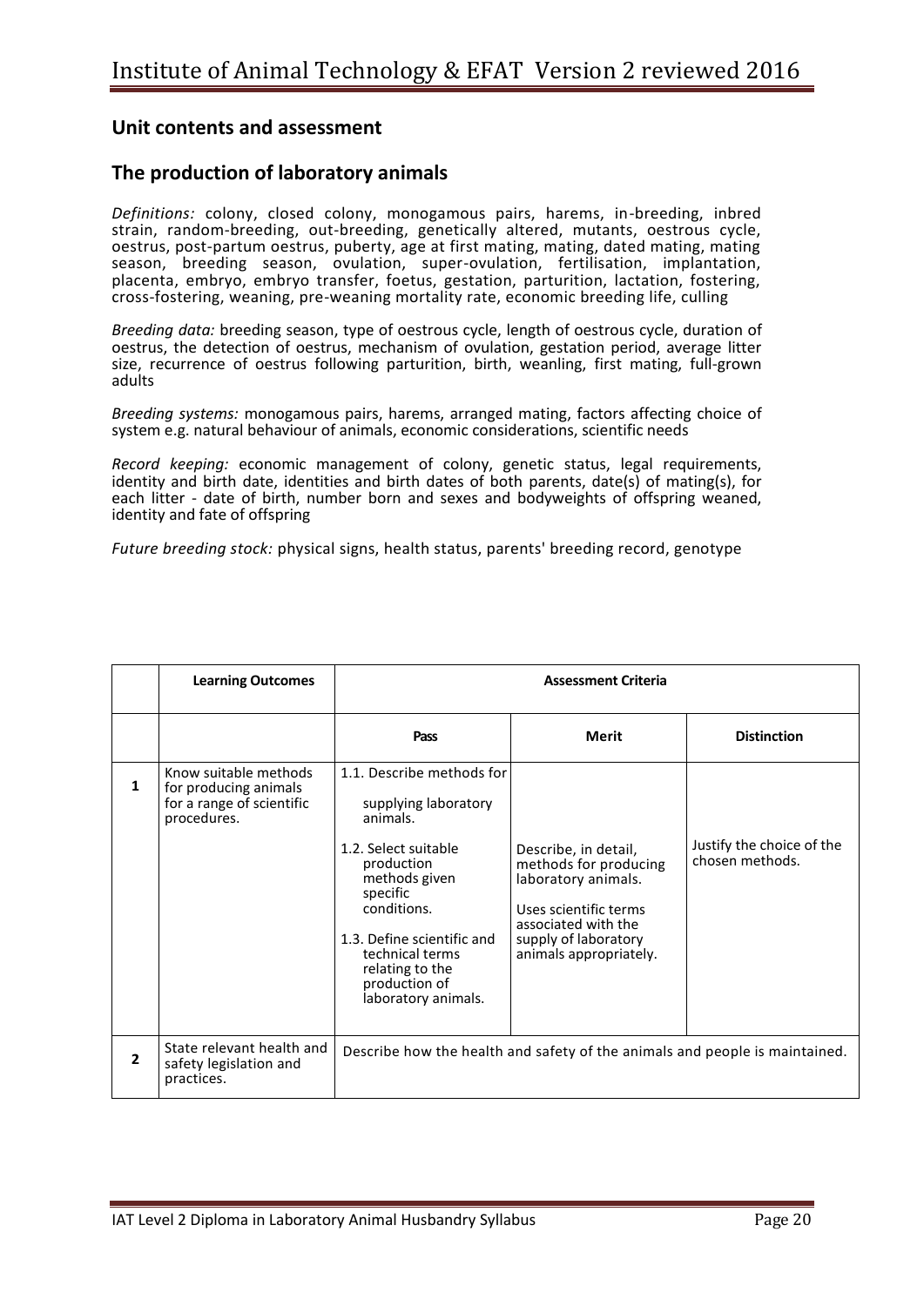## Unit contents and assessment

## The production of laboratory animals

*Definitions:* colony, closed colony, monogamous pairs, harems, in-breeding, inbred strain, random-breeding, out-breeding, genetically altered, mutants, oestrous cycle, oestrus, post-partum oestrus, puberty, age at first mating, mating, dated mating, mating season, breeding season, ovulation, super-ovulation, fertilisation, implantation, placenta, embryo, embryo transfer, foetus, gestation, parturition, lactation, fostering, cross-fostering, weaning, pre-weaning mortality rate, economic breeding life, culling

*Breeding data:* breeding season, type of oestrous cycle, length of oestrous cycle, duration of oestrus, the detection of oestrus, mechanism of ovulation, gestation period, average litter size, recurrence of oestrus following parturition, birth, weanling, first mating, full-grown adults

*Breeding systems:* monogamous pairs, harems, arranged mating, factors affecting choice of system e.g. natural behaviour of animals, economic considerations, scientific needs

*Record keeping:* economic management of colony, genetic status, legal requirements, identity and birth date, identities and birth dates of both parents, date(s) of mating(s), for each litter - date of birth, number born and sexes and bodyweights of offspring weaned, identity and fate of offspring

*Future breeding stock:* physical signs, health status, parents' breeding record, genotype

| | Learning Outcomes | Assessment Criteria | | |
|---|---|---|---|---|
| | | **Pass** | **Merit** | **Distinction** |
| **1** | Know suitable methods for producing animals for a range of scientific procedures. | 1.1. Describe methods for supplying laboratory animals.<br>1.2. Select suitable production methods given specific conditions.<br>1.3. Define scientific and technical terms relating to the production of laboratory animals. | Describe, in detail, methods for producing laboratory animals.<br>Uses scientific terms associated with the supply of laboratory animals appropriately. | Justify the choice of the chosen methods. |
| **2** | State relevant health and safety legislation and practices. | Describe how the health and safety of the animals and people is maintained. | | |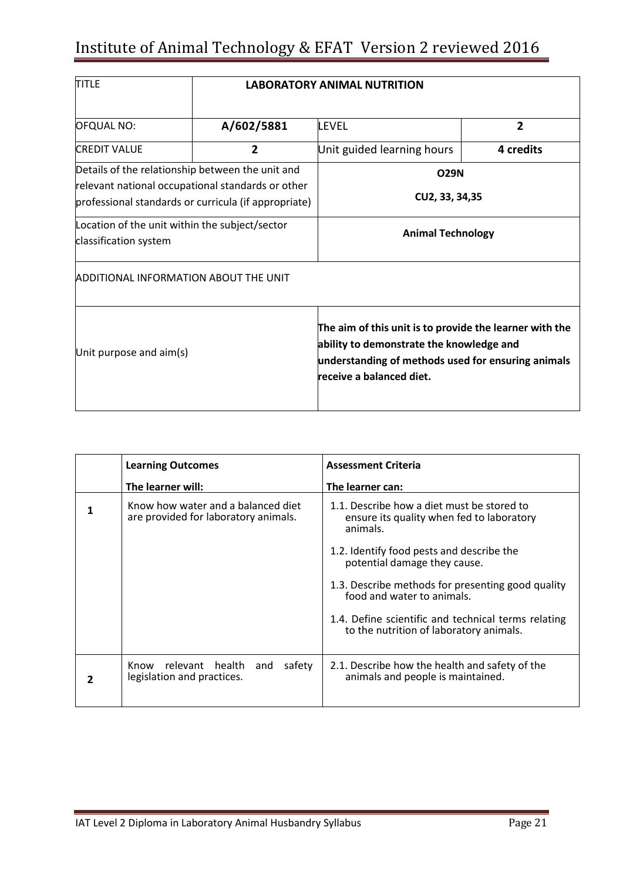| TITLE | LABORATORY ANIMAL NUTRITION | | |
|---|---|---|---|
| OFQUAL NO: | **A/602/5881** | LEVEL | **2** |
| CREDIT VALUE | **2** | Unit guided learning hours | **4 credits** |
| Details of the relationship between the unit and relevant national occupational standards or other professional standards or curricula (if appropriate) | | **O29N**<br>**CU2, 33, 34,35** | |
| Location of the unit within the subject/sector classification system | | **Animal Technology** | |
| ADDITIONAL INFORMATION ABOUT THE UNIT | | | |
| Unit purpose and aim(s) | | **The aim of this unit is to provide the learner with the ability to demonstrate the knowledge and understanding of methods used for ensuring animals receive a balanced diet.** | |

| | **Learning Outcomes**<br>**The learner will:** | **Assessment Criteria**<br>**The learner can:** |
|---|---|---|
| **1** | Know how water and a balanced diet are provided for laboratory animals. | 1.1. Describe how a diet must be stored to ensure its quality when fed to laboratory animals.<br>1.2. Identify food pests and describe the potential damage they cause.<br>1.3. Describe methods for presenting good quality food and water to animals.<br>1.4. Define scientific and technical terms relating to the nutrition of laboratory animals. |
| **2** | Know relevant health and safety legislation and practices. | 2.1. Describe how the health and safety of the animals and people is maintained. |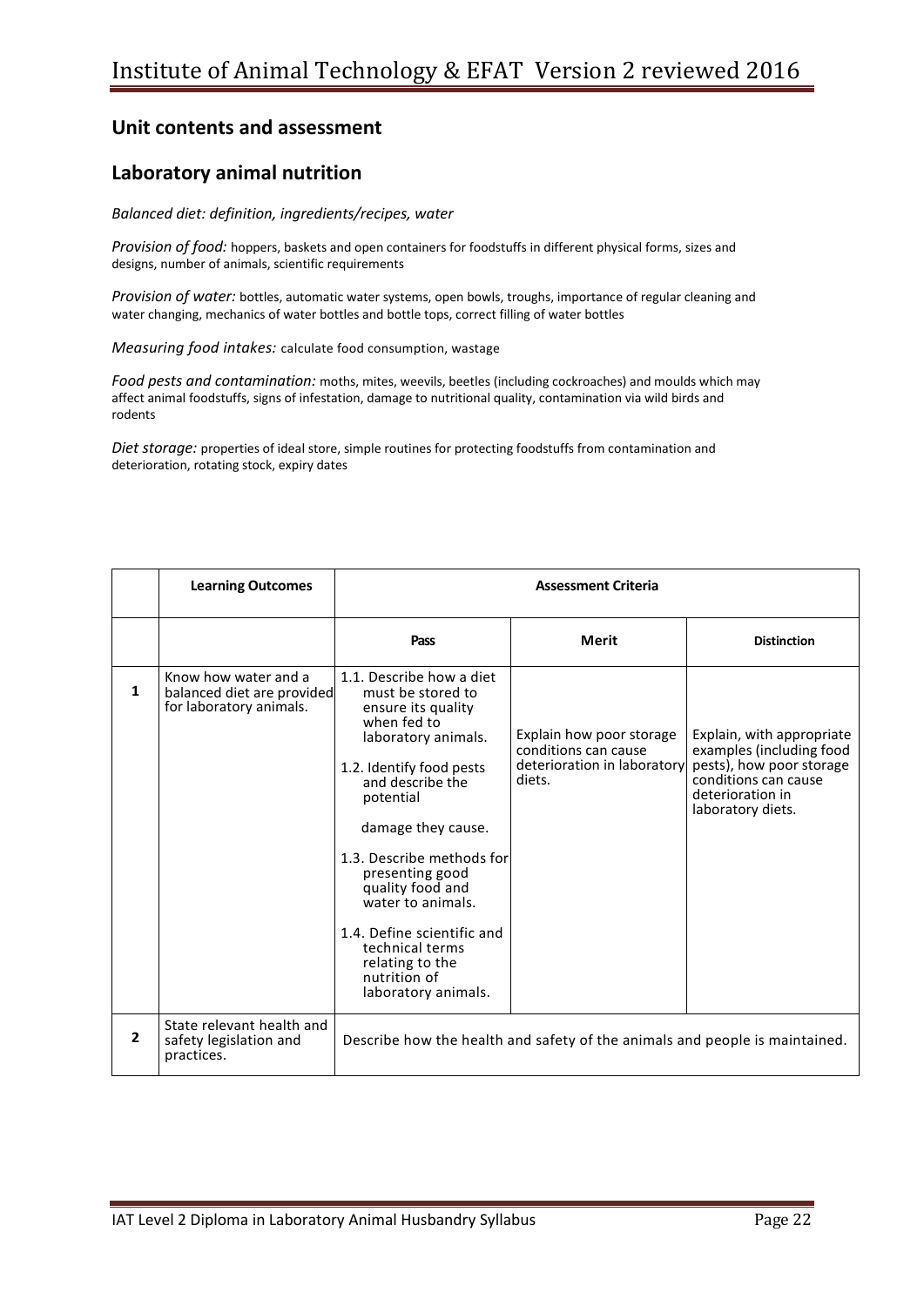## Unit contents and assessment

## Laboratory animal nutrition

*Balanced diet: definition, ingredients/recipes, water*

*Provision of food:* hoppers, baskets and open containers for foodstuffs in different physical forms, sizes and designs, number of animals, scientific requirements

*Provision of water:* bottles, automatic water systems, open bowls, troughs, importance of regular cleaning and water changing, mechanics of water bottles and bottle tops, correct filling of water bottles

*Measuring food intakes:* calculate food consumption, wastage

*Food pests and contamination:* moths, mites, weevils, beetles (including cockroaches) and moulds which may affect animal foodstuffs, signs of infestation, damage to nutritional quality, contamination via wild birds and rodents

*Diet storage:* properties of ideal store, simple routines for protecting foodstuffs from contamination and deterioration, rotating stock, expiry dates

| | Learning Outcomes | Assessment Criteria | | |
|---|---|---|---|---|
| | | **Pass** | **Merit** | **Distinction** |
| **1** | Know how water and a balanced diet are provided for laboratory animals. | 1.1. Describe how a diet must be stored to ensure its quality when fed to laboratory animals.<br><br>1.2. Identify food pests and describe the potential damage they cause.<br><br>1.3. Describe methods for presenting good quality food and water to animals.<br><br>1.4. Define scientific and technical terms relating to the nutrition of laboratory animals. | Explain how poor storage conditions can cause deterioration in laboratory diets. | Explain, with appropriate examples (including food pests), how poor storage conditions can cause deterioration in laboratory diets. |
| **2** | State relevant health and safety legislation and practices. | Describe how the health and safety of the animals and people is maintained. | | |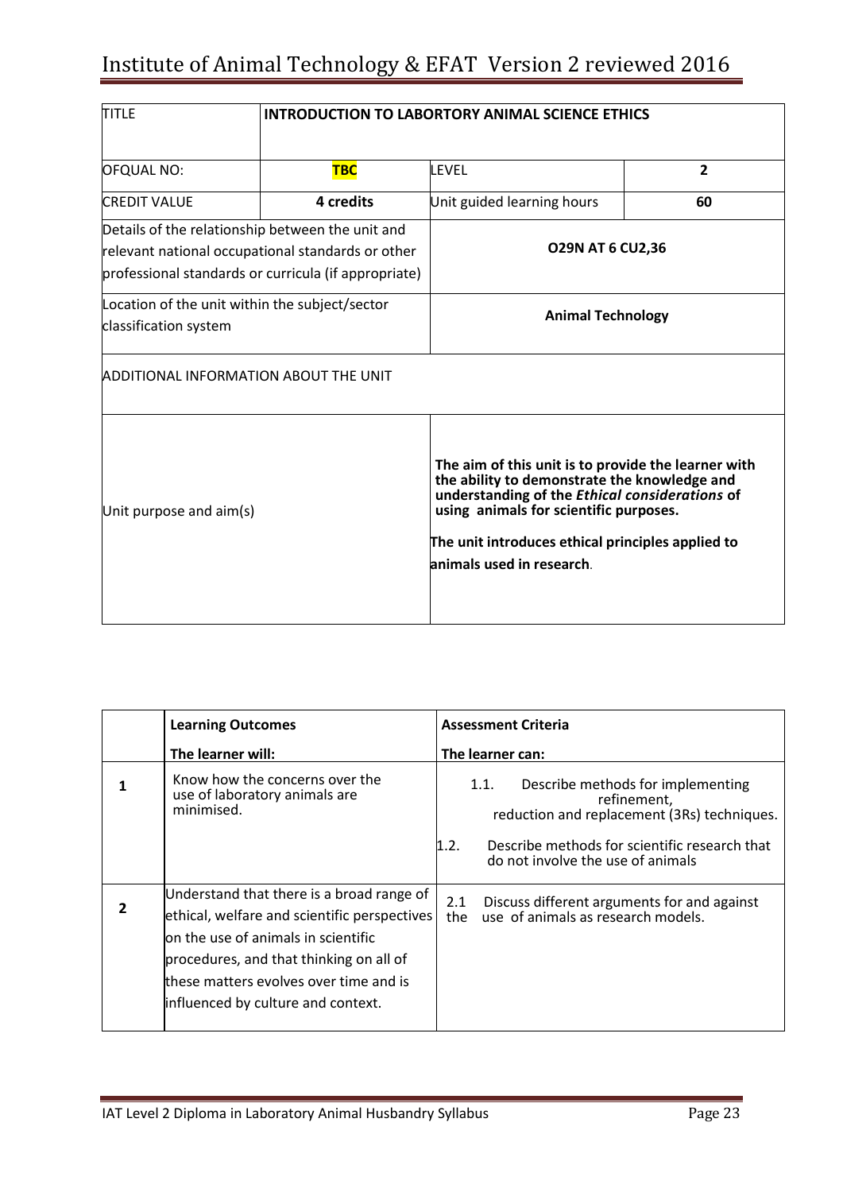| TITLE | **INTRODUCTION TO LABORTORY ANIMAL SCIENCE ETHICS** | | |
|---|---|---|---|
| OFQUAL NO: | **TBC** | LEVEL | **2** |
| CREDIT VALUE | **4 credits** | Unit guided learning hours | **60** |
| Details of the relationship between the unit and relevant national occupational standards or other professional standards or curricula (if appropriate) | | **O29N AT 6 CU2,36** | |
| Location of the unit within the subject/sector classification system | | **Animal Technology** | |
| ADDITIONAL INFORMATION ABOUT THE UNIT | | | |
| Unit purpose and aim(s) | | **The aim of this unit is to provide the learner with the ability to demonstrate the knowledge and understanding of the *Ethical considerations* of using animals for scientific purposes.**<br><br>**The unit introduces ethical principles applied to animals used in research**. | |

| | **Learning Outcomes**<br>**The learner will:** | **Assessment Criteria**<br>**The learner can:** |
|---|---|---|
| **1** | Know how the concerns over the use of laboratory animals are minimised. | 1.1. Describe methods for implementing refinement, reduction and replacement (3Rs) techniques.<br><br>1.2. Describe methods for scientific research that do not involve the use of animals |
| **2** | Understand that there is a broad range of ethical, welfare and scientific perspectives on the use of animals in scientific procedures, and that thinking on all of these matters evolves over time and is influenced by culture and context. | 2.1 Discuss different arguments for and against the use of animals as research models. |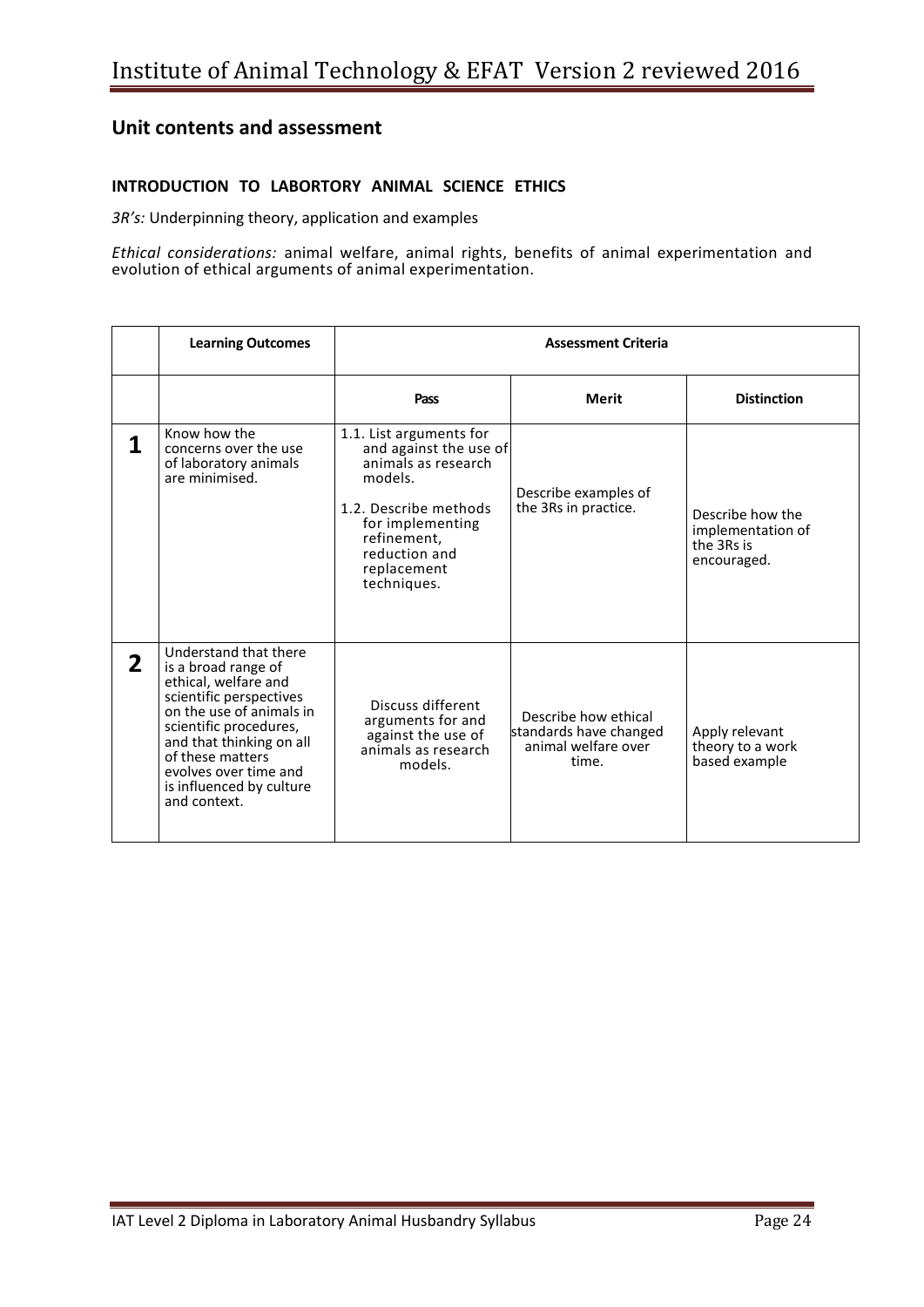## Unit contents and assessment

**INTRODUCTION TO LABORTORY ANIMAL SCIENCE ETHICS**

*3R's:* Underpinning theory, application and examples

*Ethical considerations:* animal welfare, animal rights, benefits of animal experimentation and evolution of ethical arguments of animal experimentation.

| | Learning Outcomes | Assessment Criteria | | |
|---|---|---|---|---|
| | | **Pass** | **Merit** | **Distinction** |
| **1** | Know how the concerns over the use of laboratory animals are minimised. | 1.1. List arguments for and against the use of animals as research models.<br><br>1.2. Describe methods for implementing refinement, reduction and replacement techniques. | Describe examples of the 3Rs in practice. | Describe how the implementation of the 3Rs is encouraged. |
| **2** | Understand that there is a broad range of ethical, welfare and scientific perspectives on the use of animals in scientific procedures, and that thinking on all of these matters evolves over time and is influenced by culture and context. | Discuss different arguments for and against the use of animals as research models. | Describe how ethical standards have changed animal welfare over time. | Apply relevant theory to a work based example |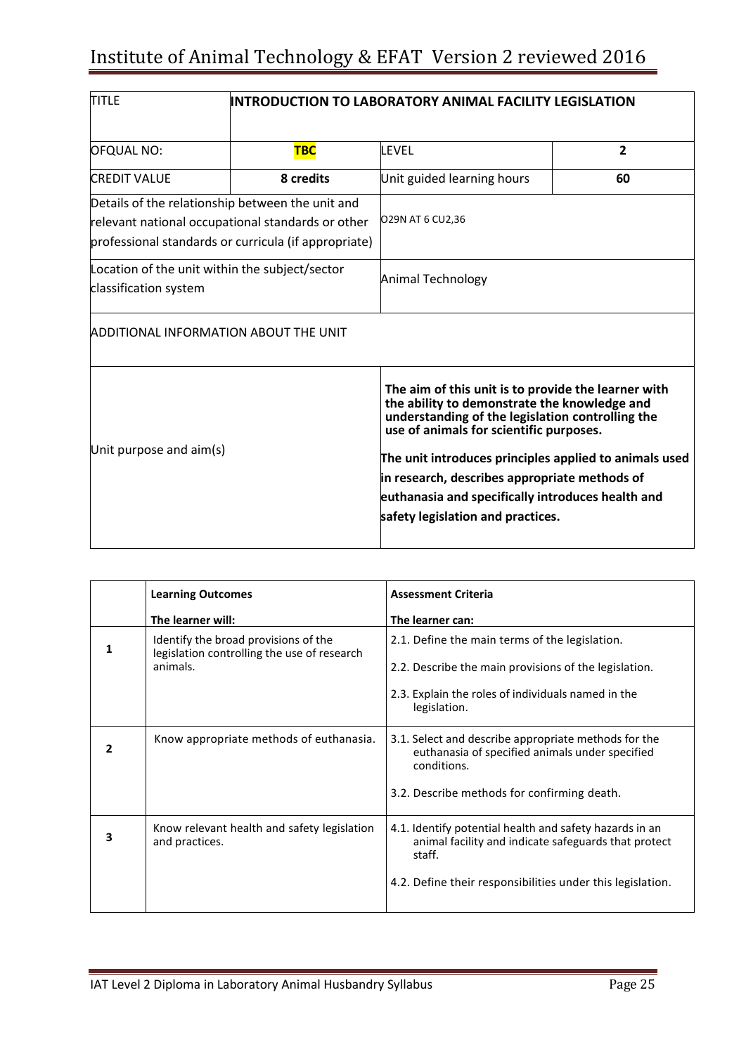| TITLE | INTRODUCTION TO LABORATORY ANIMAL FACILITY LEGISLATION | | |
|---|---|---|---|
| OFQUAL NO: | **TBC** | LEVEL | **2** |
| CREDIT VALUE | **8 credits** | Unit guided learning hours | **60** |
| Details of the relationship between the unit and relevant national occupational standards or other professional standards or curricula (if appropriate) | | O29N AT 6 CU2,36 | |
| Location of the unit within the subject/sector classification system | | Animal Technology | |
| ADDITIONAL INFORMATION ABOUT THE UNIT | | | |
| Unit purpose and aim(s) | | **The aim of this unit is to provide the learner with the ability to demonstrate the knowledge and understanding of the legislation controlling the use of animals for scientific purposes.**<br><br>**The unit introduces principles applied to animals used in research, describes appropriate methods of euthanasia and specifically introduces health and safety legislation and practices.** | |

| | **Learning Outcomes**<br>**The learner will:** | **Assessment Criteria**<br>**The learner can:** |
|---|---|---|
| **1** | Identify the broad provisions of the legislation controlling the use of research animals. | 2.1. Define the main terms of the legislation.<br><br>2.2. Describe the main provisions of the legislation.<br><br>2.3. Explain the roles of individuals named in the legislation. |
| **2** | Know appropriate methods of euthanasia. | 3.1. Select and describe appropriate methods for the euthanasia of specified animals under specified conditions.<br><br>3.2. Describe methods for confirming death. |
| **3** | Know relevant health and safety legislation and practices. | 4.1. Identify potential health and safety hazards in an animal facility and indicate safeguards that protect staff.<br><br>4.2. Define their responsibilities under this legislation. |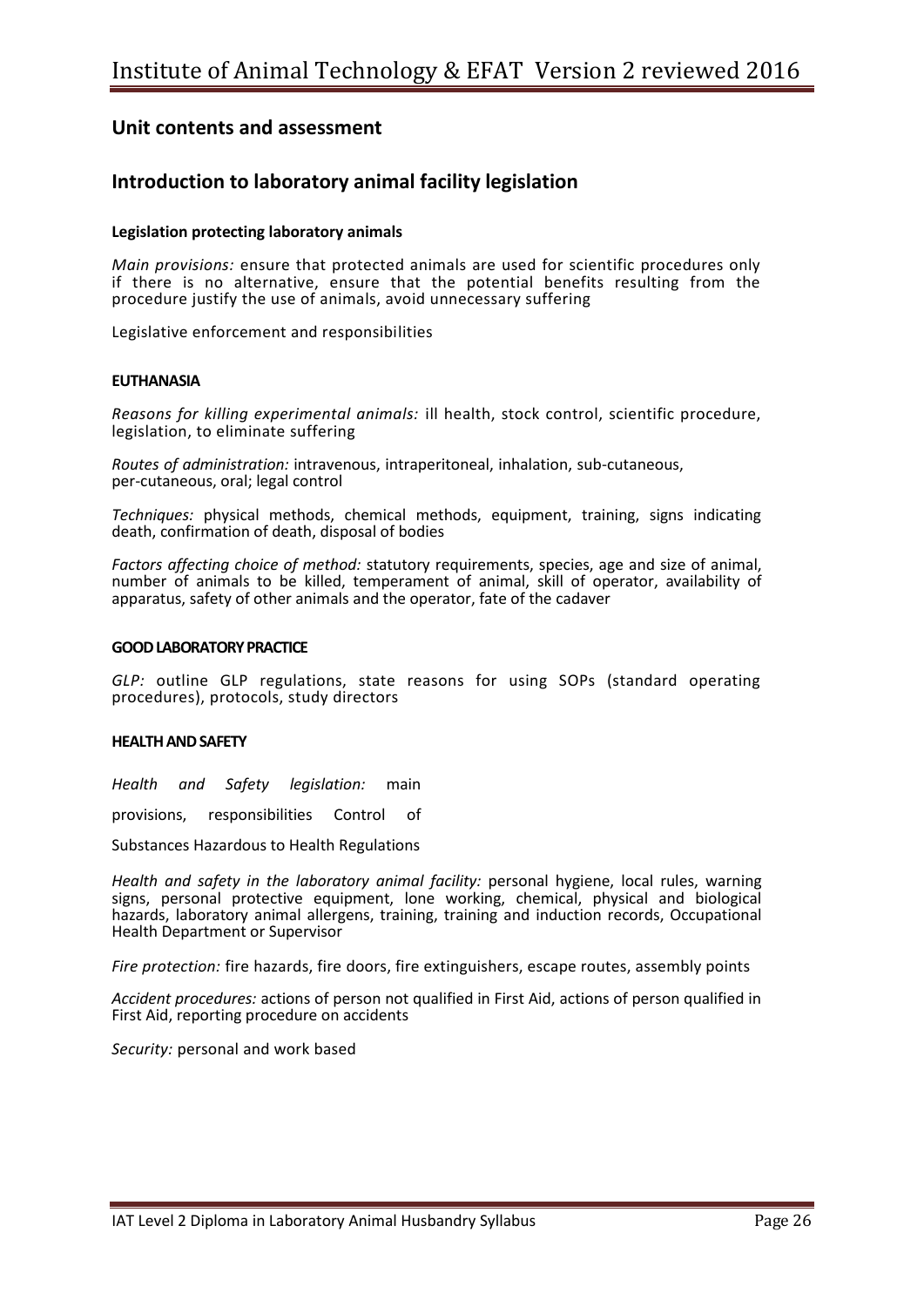## Unit contents and assessment

## Introduction to laboratory animal facility legislation

### Legislation protecting laboratory animals

*Main provisions:* ensure that protected animals are used for scientific procedures only if there is no alternative, ensure that the potential benefits resulting from the procedure justify the use of animals, avoid unnecessary suffering

Legislative enforcement and responsibilities

### EUTHANASIA

*Reasons for killing experimental animals:* ill health, stock control, scientific procedure, legislation, to eliminate suffering

*Routes of administration:* intravenous, intraperitoneal, inhalation, sub-cutaneous, per-cutaneous, oral; legal control

*Techniques:* physical methods, chemical methods, equipment, training, signs indicating death, confirmation of death, disposal of bodies

*Factors affecting choice of method:* statutory requirements, species, age and size of animal, number of animals to be killed, temperament of animal, skill of operator, availability of apparatus, safety of other animals and the operator, fate of the cadaver

### GOOD LABORATORY PRACTICE

*GLP:* outline GLP regulations, state reasons for using SOPs (standard operating procedures), protocols, study directors

### HEALTH AND SAFETY

*Health and Safety legislation:* main provisions, responsibilities Control of Substances Hazardous to Health Regulations

*Health and safety in the laboratory animal facility:* personal hygiene, local rules, warning signs, personal protective equipment, lone working, chemical, physical and biological hazards, laboratory animal allergens, training, training and induction records, Occupational Health Department or Supervisor

*Fire protection:* fire hazards, fire doors, fire extinguishers, escape routes, assembly points

*Accident procedures:* actions of person not qualified in First Aid, actions of person qualified in First Aid, reporting procedure on accidents

*Security:* personal and work based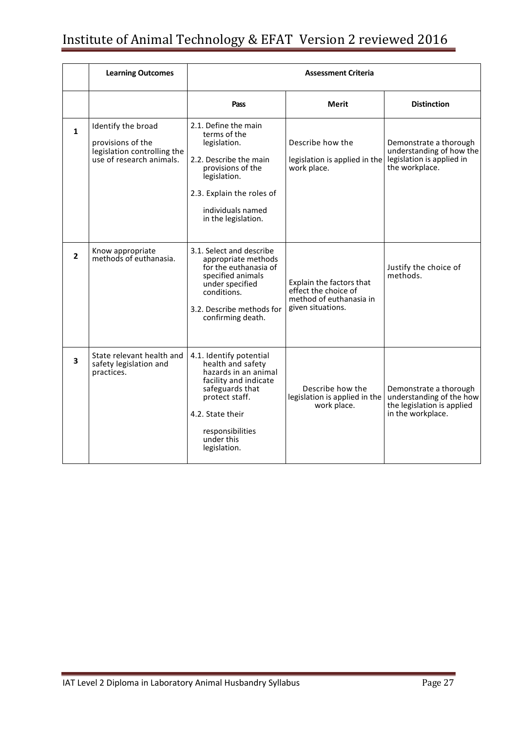| | Learning Outcomes | Assessment Criteria | | |
|---|---|---|---|---|
| | | **Pass** | **Merit** | **Distinction** |
| **1** | Identify the broad provisions of the legislation controlling the use of research animals. | 2.1. Define the main terms of the legislation.<br><br>2.2. Describe the main provisions of the legislation.<br><br>2.3. Explain the roles of individuals named in the legislation. | Describe how the legislation is applied in the work place. | Demonstrate a thorough understanding of how the legislation is applied in the workplace. |
| **2** | Know appropriate methods of euthanasia. | 3.1. Select and describe appropriate methods for the euthanasia of specified animals under specified conditions.<br><br>3.2. Describe methods for confirming death. | Explain the factors that effect the choice of method of euthanasia in given situations. | Justify the choice of methods. |
| **3** | State relevant health and safety legislation and practices. | 4.1. Identify potential health and safety hazards in an animal facility and indicate safeguards that protect staff.<br><br>4.2. State their responsibilities under this legislation. | Describe how the legislation is applied in the work place. | Demonstrate a thorough understanding of the how the legislation is applied in the workplace. |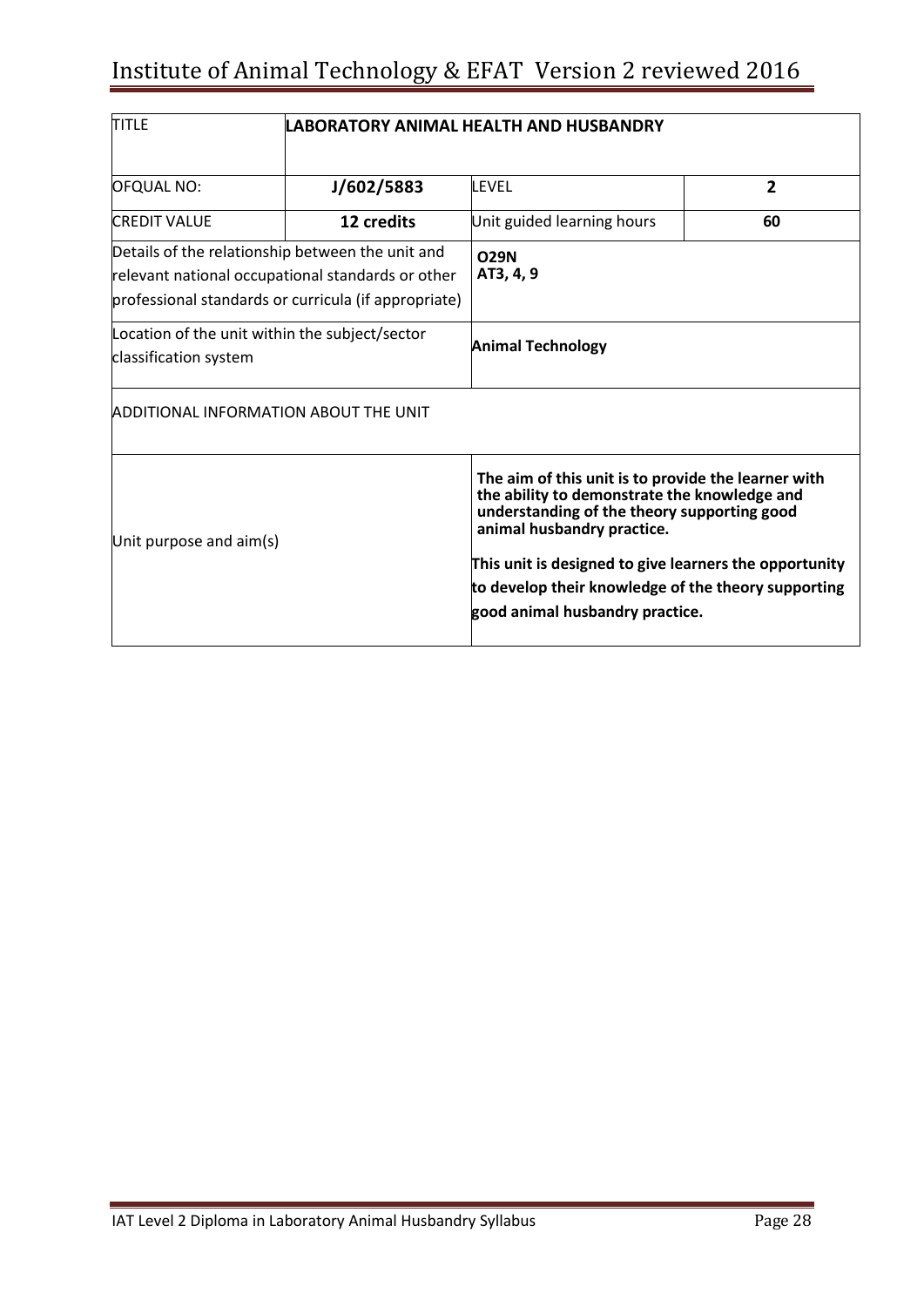| TITLE | **LABORATORY ANIMAL HEALTH AND HUSBANDRY** | | |
|---|---|---|---|
| OFQUAL NO: | **J/602/5883** | LEVEL | **2** |
| CREDIT VALUE | **12 credits** | Unit guided learning hours | **60** |
| Details of the relationship between the unit and relevant national occupational standards or other professional standards or curricula (if appropriate) | | **O29N**<br>**AT3, 4, 9** | |
| Location of the unit within the subject/sector classification system | | **Animal Technology** | |
| ADDITIONAL INFORMATION ABOUT THE UNIT | | | |
| Unit purpose and aim(s) | | **The aim of this unit is to provide the learner with the ability to demonstrate the knowledge and understanding of the theory supporting good animal husbandry practice.**<br><br>**This unit is designed to give learners the opportunity to develop their knowledge of the theory supporting good animal husbandry practice.** | |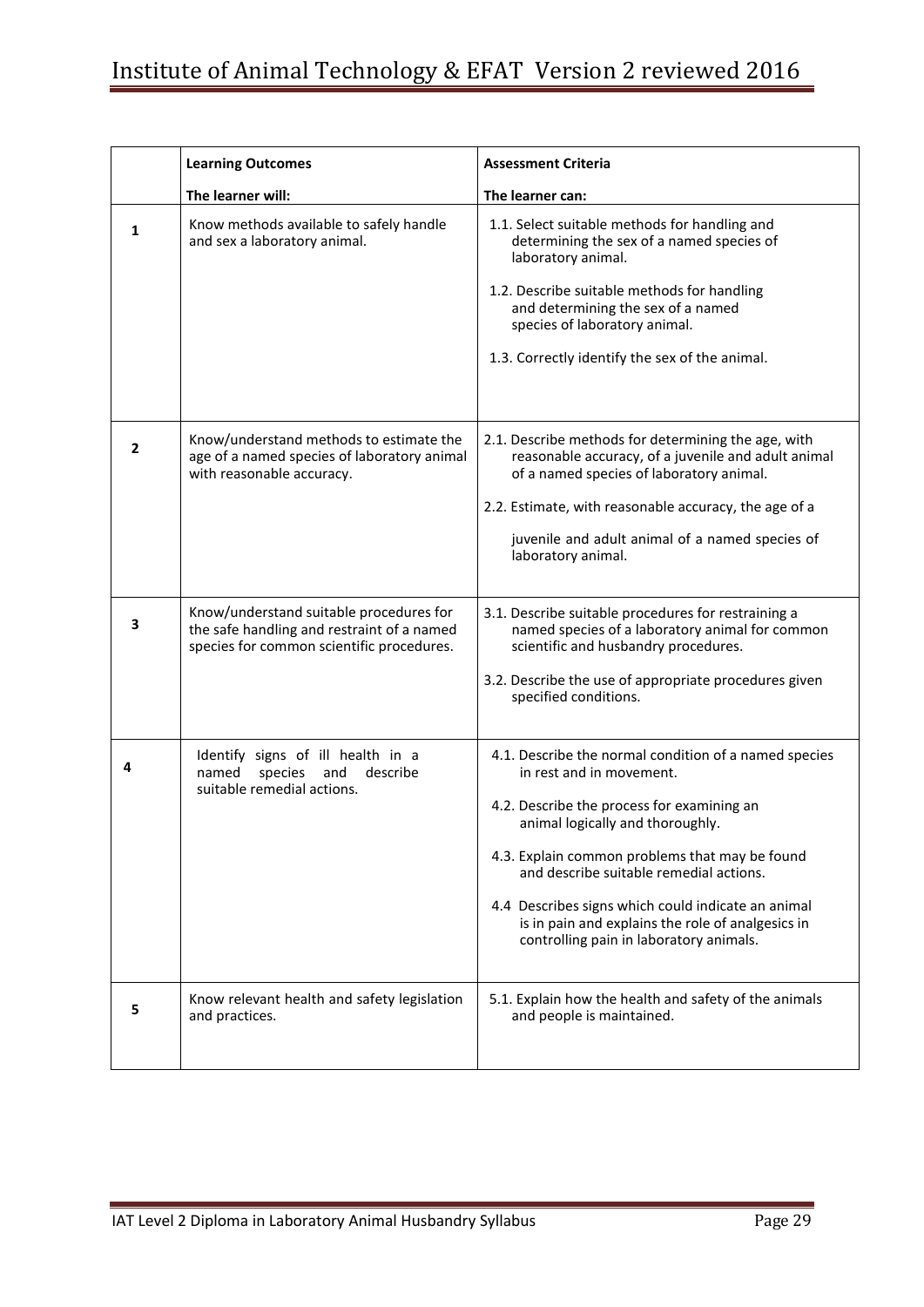| | Learning Outcomes<br><br>The learner will: | Assessment Criteria<br><br>The learner can: |
|---|---|---|
| 1 | Know methods available to safely handle and sex a laboratory animal. | 1.1. Select suitable methods for handling and determining the sex of a named species of laboratory animal.<br><br>1.2. Describe suitable methods for handling and determining the sex of a named species of laboratory animal.<br><br>1.3. Correctly identify the sex of the animal. |
| 2 | Know/understand methods to estimate the age of a named species of laboratory animal with reasonable accuracy. | 2.1. Describe methods for determining the age, with reasonable accuracy, of a juvenile and adult animal of a named species of laboratory animal.<br><br>2.2. Estimate, with reasonable accuracy, the age of a juvenile and adult animal of a named species of laboratory animal. |
| 3 | Know/understand suitable procedures for the safe handling and restraint of a named species for common scientific procedures. | 3.1. Describe suitable procedures for restraining a named species of a laboratory animal for common scientific and husbandry procedures.<br><br>3.2. Describe the use of appropriate procedures given specified conditions. |
| 4 | Identify signs of ill health in a named species and describe suitable remedial actions. | 4.1. Describe the normal condition of a named species in rest and in movement.<br><br>4.2. Describe the process for examining an animal logically and thoroughly.<br><br>4.3. Explain common problems that may be found and describe suitable remedial actions.<br><br>4.4 Describes signs which could indicate an animal is in pain and explains the role of analgesics in controlling pain in laboratory animals. |
| 5 | Know relevant health and safety legislation and practices. | 5.1. Explain how the health and safety of the animals and people is maintained. |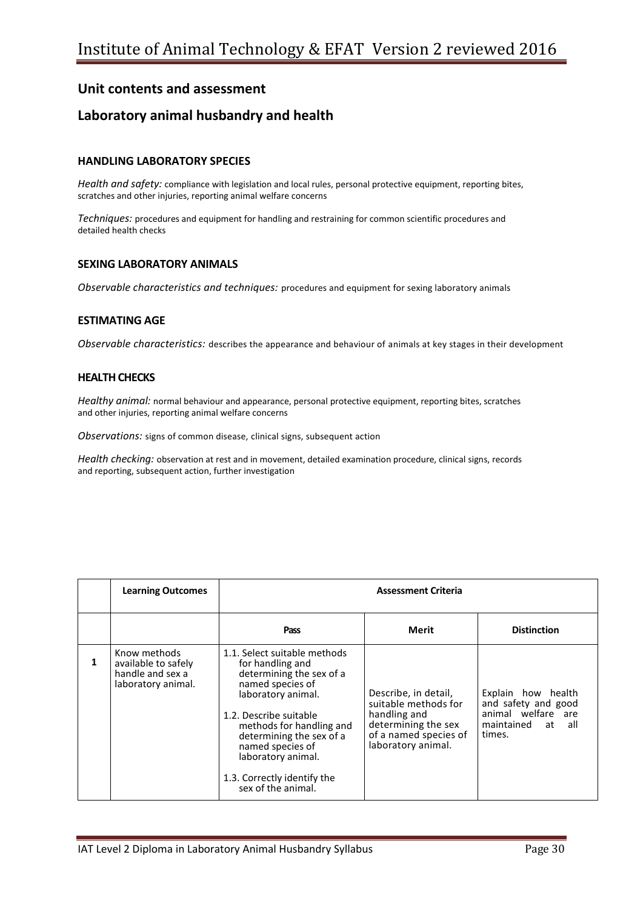## Unit contents and assessment

## Laboratory animal husbandry and health

### HANDLING LABORATORY SPECIES

*Health and safety:* compliance with legislation and local rules, personal protective equipment, reporting bites, scratches and other injuries, reporting animal welfare concerns

*Techniques:* procedures and equipment for handling and restraining for common scientific procedures and detailed health checks

### SEXING LABORATORY ANIMALS

*Observable characteristics and techniques:* procedures and equipment for sexing laboratory animals

### ESTIMATING AGE

*Observable characteristics:* describes the appearance and behaviour of animals at key stages in their development

### HEALTH CHECKS

*Healthy animal:* normal behaviour and appearance, personal protective equipment, reporting bites, scratches and other injuries, reporting animal welfare concerns

*Observations:* signs of common disease, clinical signs, subsequent action

*Health checking:* observation at rest and in movement, detailed examination procedure, clinical signs, records and reporting, subsequent action, further investigation

| | Learning Outcomes | Assessment Criteria | | |
|---|---|---|---|---|
| | | **Pass** | **Merit** | **Distinction** |
| **1** | Know methods available to safely handle and sex a laboratory animal. | 1.1. Select suitable methods for handling and determining the sex of a named species of laboratory animal.<br><br>1.2. Describe suitable methods for handling and determining the sex of a named species of laboratory animal.<br><br>1.3. Correctly identify the sex of the animal. | Describe, in detail, suitable methods for handling and determining the sex of a named species of laboratory animal. | Explain how health and safety and good animal welfare are maintained at all times. |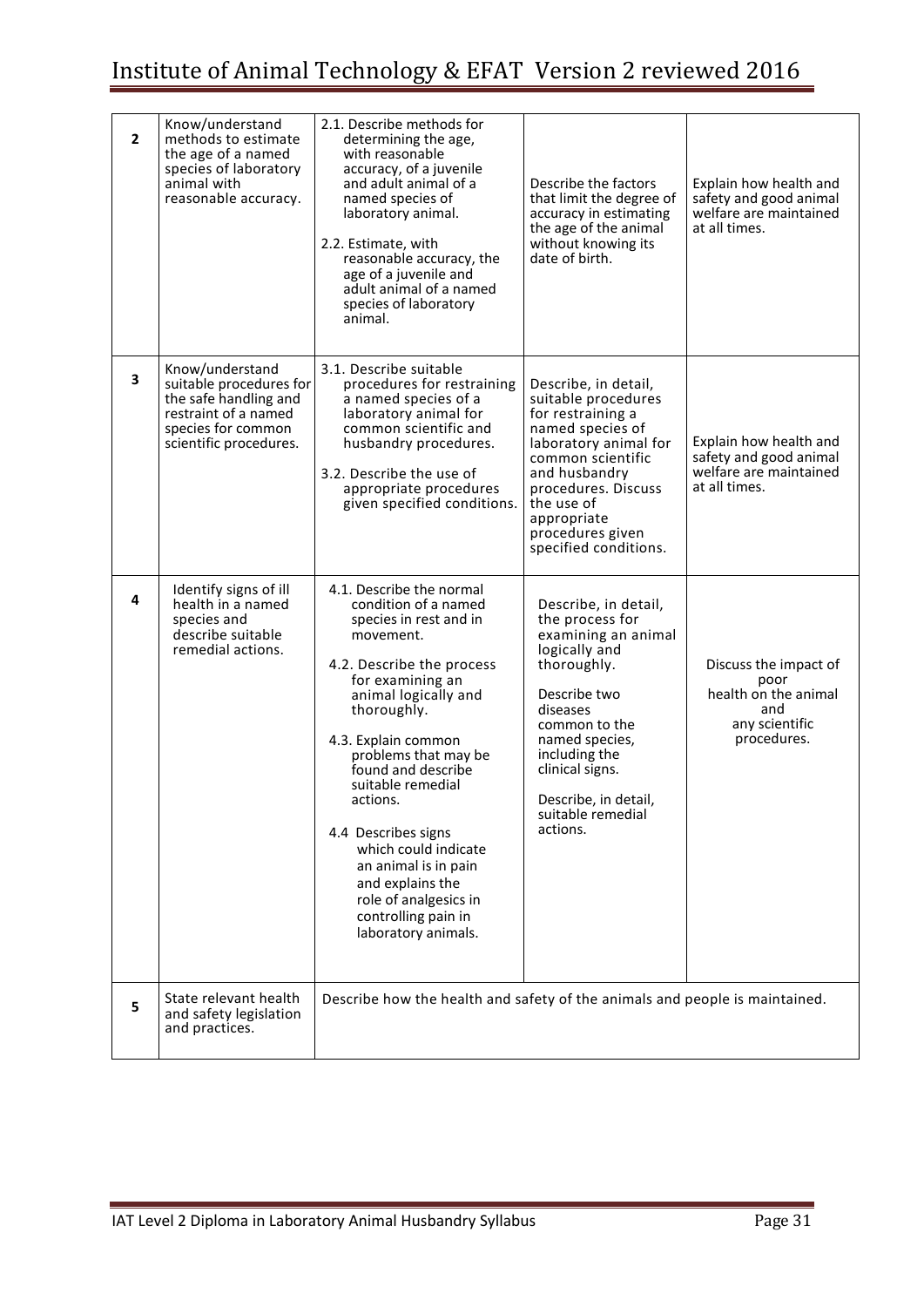| | | | | |
|---|---|---|---|---|
| **2** | Know/understand methods to estimate the age of a named species of laboratory animal with reasonable accuracy. | 2.1. Describe methods for determining the age, with reasonable accuracy, of a juvenile and adult animal of a named species of laboratory animal.<br><br>2.2. Estimate, with reasonable accuracy, the age of a juvenile and adult animal of a named species of laboratory animal. | Describe the factors that limit the degree of accuracy in estimating the age of the animal without knowing its date of birth. | Explain how health and safety and good animal welfare are maintained at all times. |
| **3** | Know/understand suitable procedures for the safe handling and restraint of a named species for common scientific procedures. | 3.1. Describe suitable procedures for restraining a named species of a laboratory animal for common scientific and husbandry procedures.<br><br>3.2. Describe the use of appropriate procedures given specified conditions. | Describe, in detail, suitable procedures for restraining a named species of laboratory animal for common scientific and husbandry procedures. Discuss the use of appropriate procedures given specified conditions. | Explain how health and safety and good animal welfare are maintained at all times. |
| **4** | Identify signs of ill health in a named species and describe suitable remedial actions. | 4.1. Describe the normal condition of a named species in rest and in movement.<br><br>4.2. Describe the process for examining an animal logically and thoroughly.<br><br>4.3. Explain common problems that may be found and describe suitable remedial actions.<br><br>4.4 Describes signs which could indicate an animal is in pain and explains the role of analgesics in controlling pain in laboratory animals. | Describe, in detail, the process for examining an animal logically and thoroughly.<br><br>Describe two diseases common to the named species, including the clinical signs.<br><br>Describe, in detail, suitable remedial actions. | Discuss the impact of poor health on the animal and any scientific procedures. |
| **5** | State relevant health and safety legislation and practices. | Describe how the health and safety of the animals and people is maintained. | | |